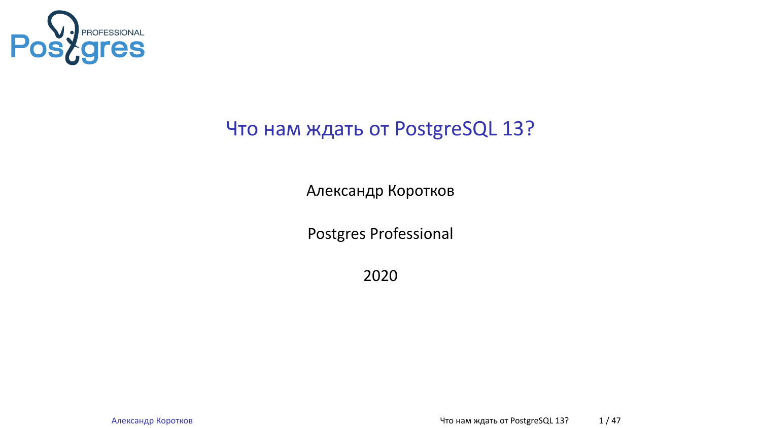# Что нам ждать от PostgreSQL 13?

Александр Коротков

Postgres Professional

2020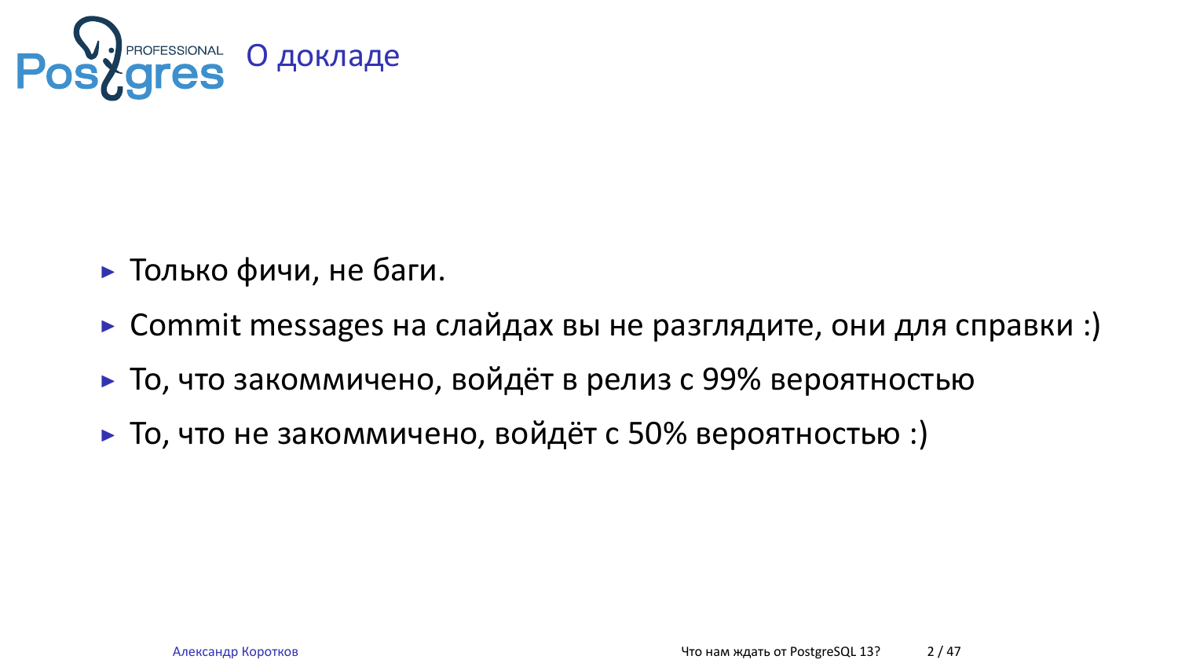# О докладе

- Только фичи, не баги.
- Commit messages на слайдах вы не разглядите, они для справки :)
- То, что закоммичено, войдёт в релиз с 99% вероятностью
- То, что не закоммичено, войдёт с 50% вероятностью :)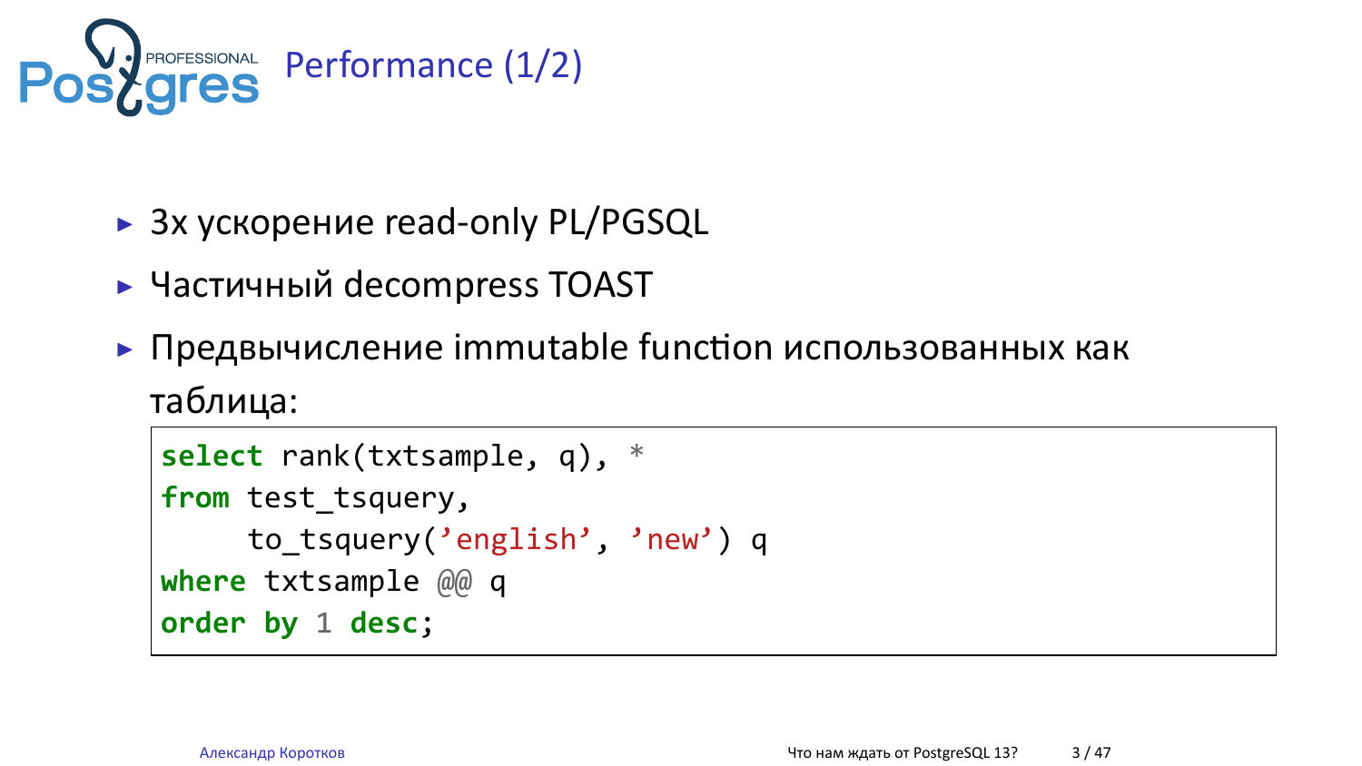# Performance (1/2)

- 3x ускорение read-only PL/PGSQL
- Частичный decompress TOAST
- Предвычисление immutable function использованных как таблица:

```
select rank(txtsample, q), *
from test_tsquery,
     to_tsquery('english', 'new') q
where txtsample @@ q
order by 1 desc;
```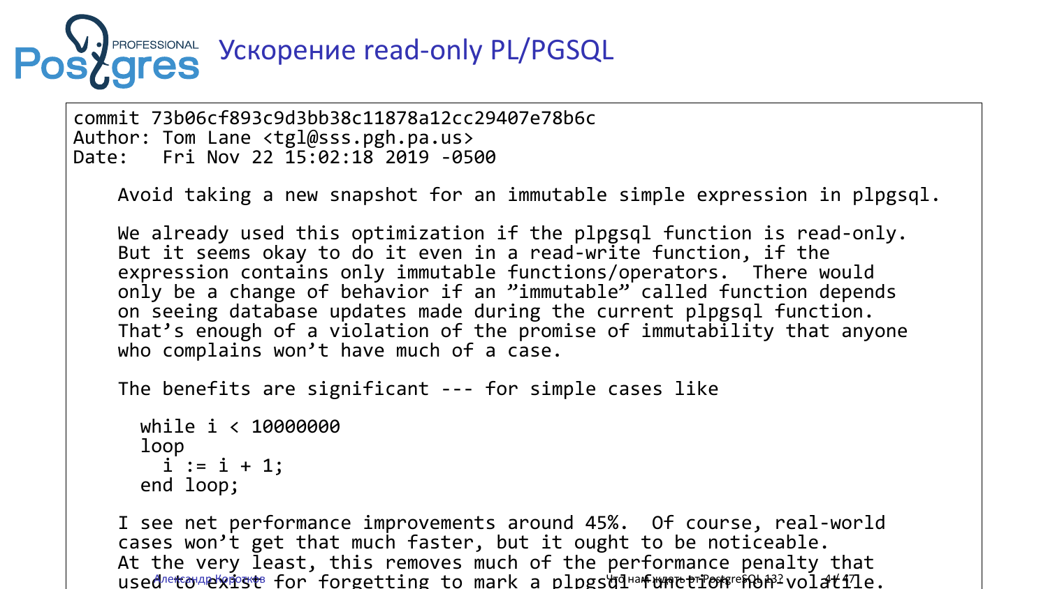# Ускорение read-only PL/PGSQL

```
commit 73b06cf893c9d3bb38c11878a12cc29407e78b6c
Author: Tom Lane <tgl@sss.pgh.pa.us>
Date:   Fri Nov 22 15:02:18 2019 -0500

    Avoid taking a new snapshot for an immutable simple expression in plpgsql.

    We already used this optimization if the plpgsql function is read-only.
    But it seems okay to do it even in a read-write function, if the
    expression contains only immutable functions/operators.  There would
    only be a change of behavior if an "immutable" called function depends
    on seeing database updates made during the current plpgsql function.
    That's enough of a violation of the promise of immutability that anyone
    who complains won't have much of a case.

    The benefits are significant --- for simple cases like

      while i < 10000000
      loop
        i := i + 1;
      end loop;

    I see net performance improvements around 45%.  Of course, real-world
    cases won't get that much faster, but it ought to be noticeable.
    At the very least, this removes much of the performance penalty that
    used to exist for forgetting to mark a plpgsql function non-volatile.
```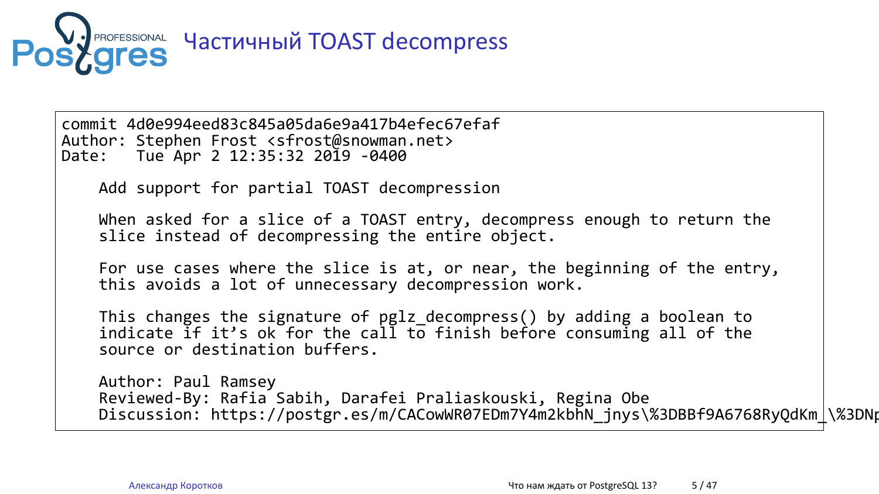# Частичный TOAST decompress

```
commit 4d0e994eed83c845a05da6e9a417b4efec67efaf
Author: Stephen Frost <sfrost@snowman.net>
Date:   Tue Apr 2 12:35:32 2019 -0400

    Add support for partial TOAST decompression

    When asked for a slice of a TOAST entry, decompress enough to return the
    slice instead of decompressing the entire object.

    For use cases where the slice is at, or near, the beginning of the entry,
    this avoids a lot of unnecessary decompression work.

    This changes the signature of pglz_decompress() by adding a boolean to
    indicate if it’s ok for the call to finish before consuming all of the
    source or destination buffers.

    Author: Paul Ramsey
    Reviewed-By: Rafia Sabih, Darafei Praliaskouski, Regina Obe
    Discussion: https://postgr.es/m/CACowWR07EDm7Y4m2kbhN_jnys\%3DBBf9A6768RyQdKm_\%3DNp
```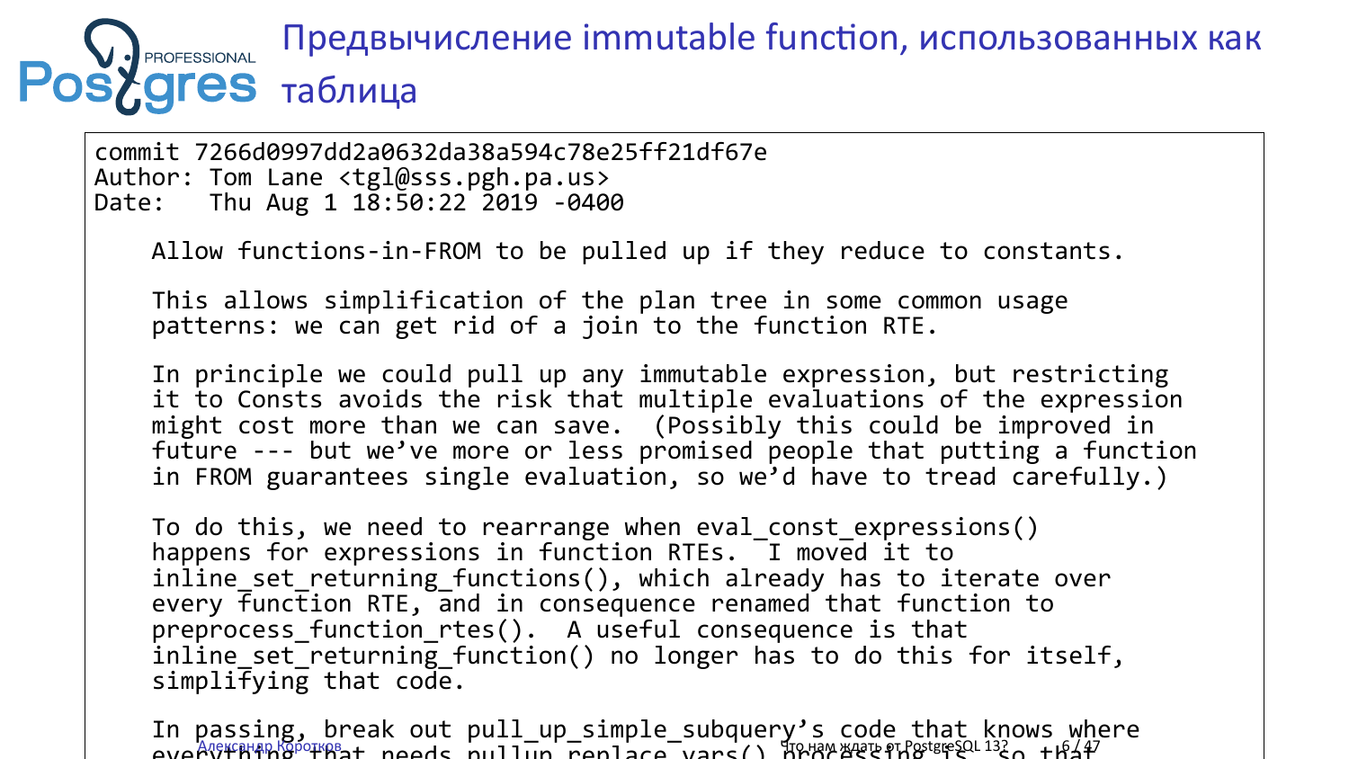# Предвычисление immutable function, использованных как таблица

```
commit 7266d0997dd2a0632da38a594c78e25ff21df67e
Author: Tom Lane <tgl@sss.pgh.pa.us>
Date:   Thu Aug 1 18:50:22 2019 -0400

    Allow functions-in-FROM to be pulled up if they reduce to constants.

    This allows simplification of the plan tree in some common usage
    patterns: we can get rid of a join to the function RTE.

    In principle we could pull up any immutable expression, but restricting
    it to Consts avoids the risk that multiple evaluations of the expression
    might cost more than we can save.  (Possibly this could be improved in
    future --- but we've more or less promised people that putting a function
    in FROM guarantees single evaluation, so we'd have to tread carefully.)

    To do this, we need to rearrange when eval_const_expressions()
    happens for expressions in function RTEs.  I moved it to
    inline_set_returning_functions(), which already has to iterate over
    every function RTE, and in consequence renamed that function to
    preprocess_function_rtes().  A useful consequence is that
    inline_set_returning_function() no longer has to do this for itself,
    simplifying that code.

    In passing, break out pull_up_simple_subquery's code that knows where
    everything that needs pullup_replace_vars() processing is, so that
```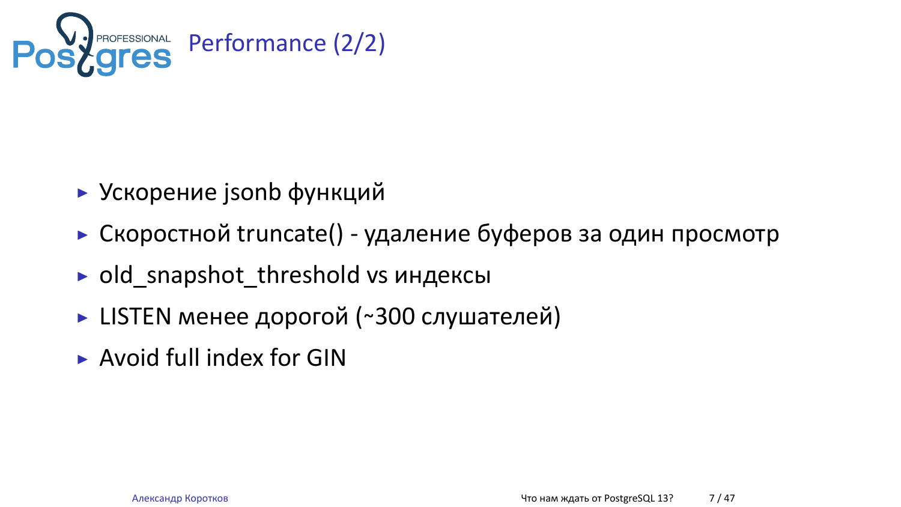# Performance (2/2)

- Ускорение jsonb функций
- Скоростной truncate() - удаление буферов за один просмотр
- old_snapshot_threshold vs индексы
- LISTEN менее дорогой (~300 слушателей)
- Avoid full index for GIN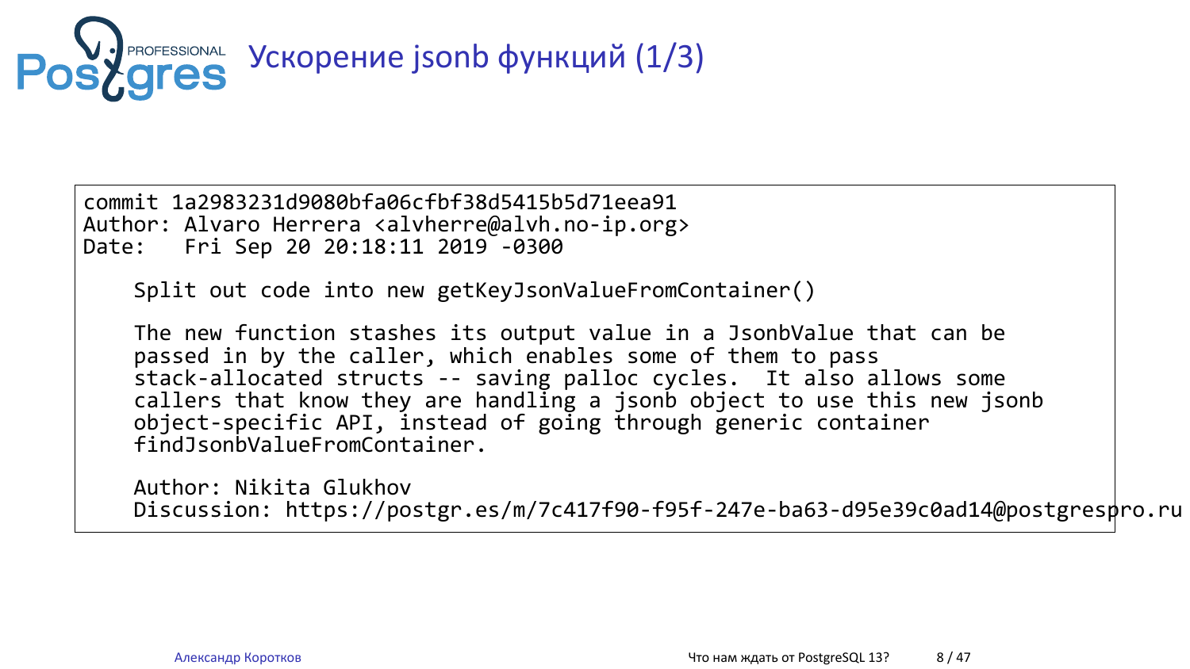# Ускорение jsonb функций (1/3)

```
commit 1a2983231d9080bfa06cfbf38d5415b5d71eea91
Author: Alvaro Herrera <alvherre@alvh.no-ip.org>
Date:   Fri Sep 20 20:18:11 2019 -0300

    Split out code into new getKeyJsonValueFromContainer()

    The new function stashes its output value in a JsonbValue that can be
    passed in by the caller, which enables some of them to pass
    stack-allocated structs -- saving palloc cycles.  It also allows some
    callers that know they are handling a jsonb object to use this new jsonb
    object-specific API, instead of going through generic container
    findJsonbValueFromContainer.

    Author: Nikita Glukhov
    Discussion: https://postgr.es/m/7c417f90-f95f-247e-ba63-d95e39c0ad14@postgrespro.ru
```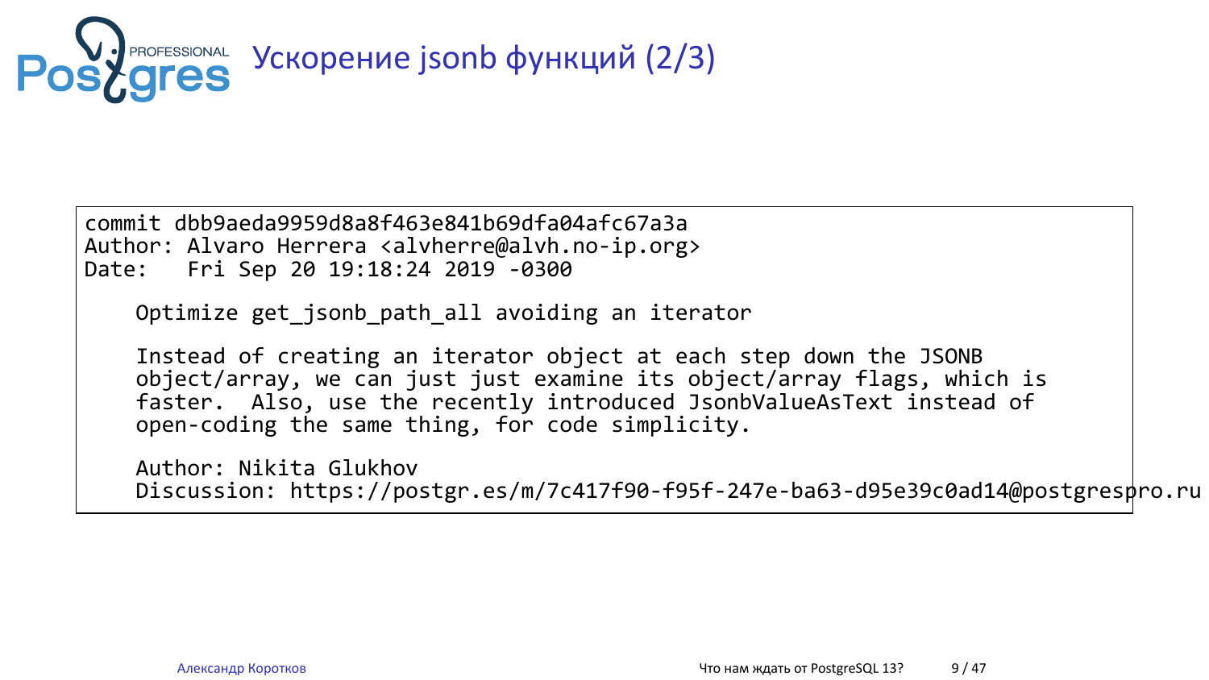# Ускорение jsonb функций (2/3)

```
commit dbb9aeda9959d8a8f463e841b69dfa04afc67a3a
Author: Alvaro Herrera <alvherre@alvh.no-ip.org>
Date:   Fri Sep 20 19:18:24 2019 -0300

    Optimize get_jsonb_path_all avoiding an iterator

    Instead of creating an iterator object at each step down the JSONB
    object/array, we can just just examine its object/array flags, which is
    faster.  Also, use the recently introduced JsonbValueAsText instead of
    open-coding the same thing, for code simplicity.

    Author: Nikita Glukhov
    Discussion: https://postgr.es/m/7c417f90-f95f-247e-ba63-d95e39c0ad14@postgrespro.ru
```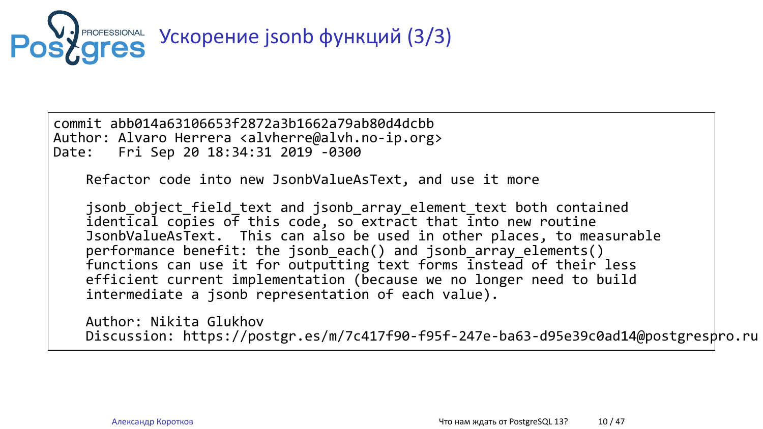# Ускорение jsonb функций (3/3)

```
commit abb014a63106653f2872a3b1662a79ab80d4dcbb
Author: Alvaro Herrera <alvherre@alvh.no-ip.org>
Date:   Fri Sep 20 18:34:31 2019 -0300

    Refactor code into new JsonbValueAsText, and use it more

    jsonb_object_field_text and jsonb_array_element_text both contained
    identical copies of this code, so extract that into new routine
    JsonbValueAsText.  This can also be used in other places, to measurable
    performance benefit: the jsonb_each() and jsonb_array_elements()
    functions can use it for outputting text forms instead of their less
    efficient current implementation (because we no longer need to build
    intermediate a jsonb representation of each value).

    Author: Nikita Glukhov
    Discussion: https://postgr.es/m/7c417f90-f95f-247e-ba63-d95e39c0ad14@postgrespro.ru
```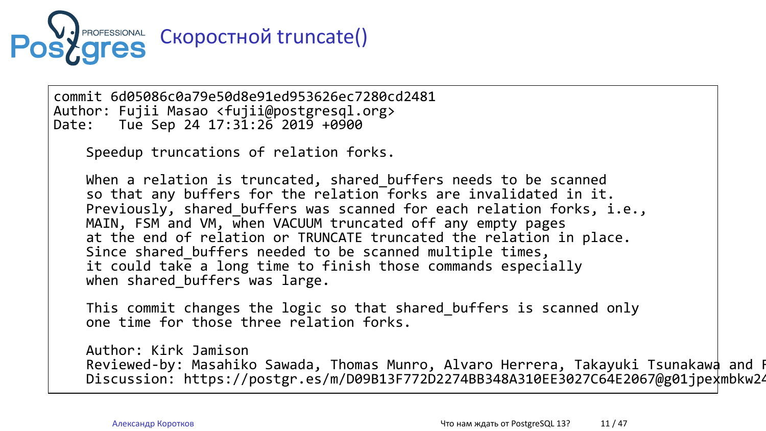# Скоростной truncate()

```
commit 6d05086c0a79e50d8e91ed953626ec7280cd2481
Author: Fujii Masao <fujii@postgresql.org>
Date:   Tue Sep 24 17:31:26 2019 +0900

    Speedup truncations of relation forks.

    When a relation is truncated, shared_buffers needs to be scanned
    so that any buffers for the relation forks are invalidated in it.
    Previously, shared_buffers was scanned for each relation forks, i.e.,
    MAIN, FSM and VM, when VACUUM truncated off any empty pages
    at the end of relation or TRUNCATE truncated the relation in place.
    Since shared_buffers needed to be scanned multiple times,
    it could take a long time to finish those commands especially
    when shared_buffers was large.

    This commit changes the logic so that shared_buffers is scanned only
    one time for those three relation forks.

    Author: Kirk Jamison
    Reviewed-by: Masahiko Sawada, Thomas Munro, Alvaro Herrera, Takayuki Tsunakawa and F
    Discussion: https://postgr.es/m/D09B13F772D2274BB348A310EE3027C64E2067@g01jpexmbkw24
```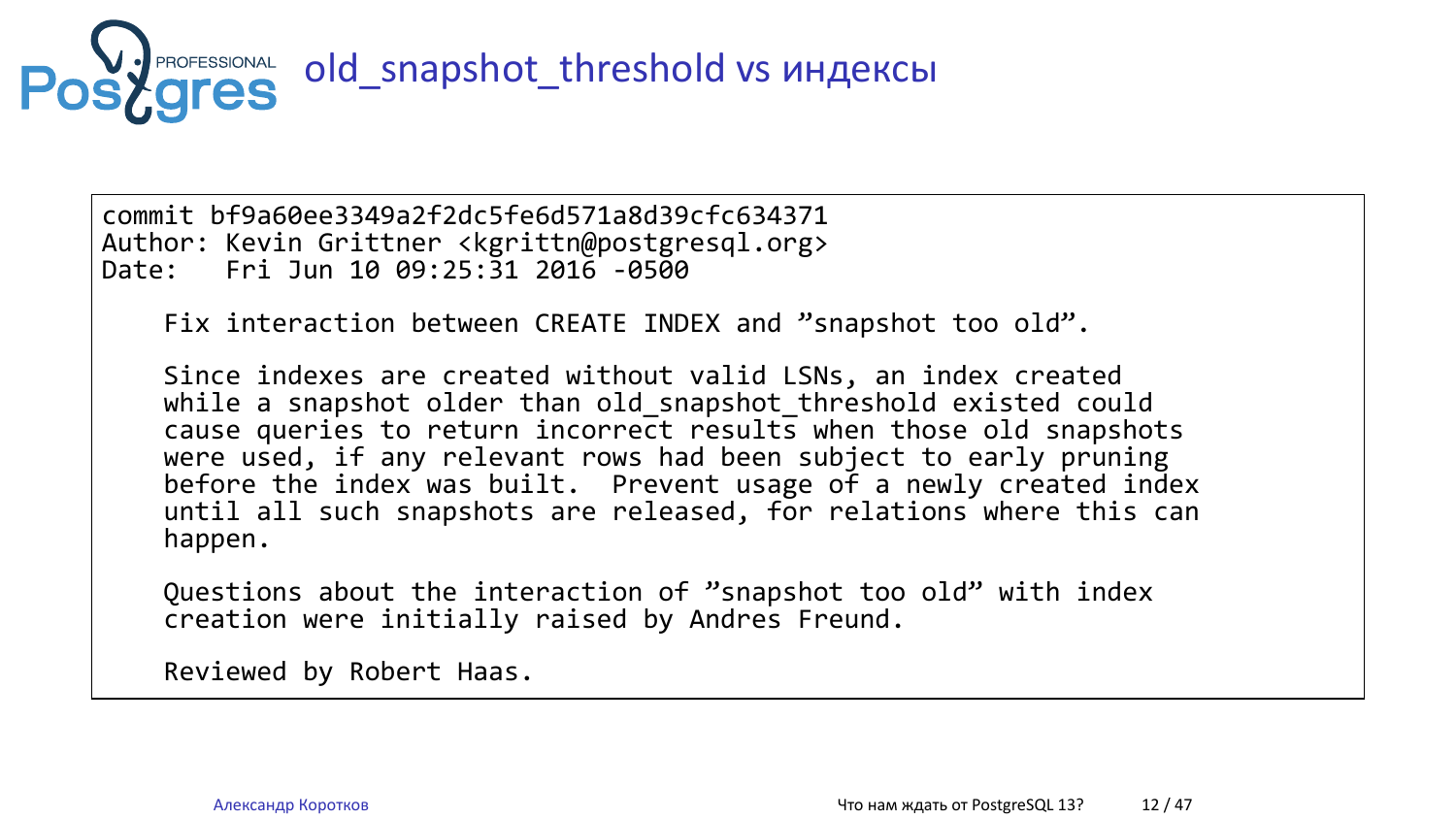# old_snapshot_threshold vs индексы

```
commit bf9a60ee3349a2f2dc5fe6d571a8d39cfc634371
Author: Kevin Grittner <kgrittn@postgresql.org>
Date:   Fri Jun 10 09:25:31 2016 -0500

    Fix interaction between CREATE INDEX and ”snapshot too old”.

    Since indexes are created without valid LSNs, an index created
    while a snapshot older than old_snapshot_threshold existed could
    cause queries to return incorrect results when those old snapshots
    were used, if any relevant rows had been subject to early pruning
    before the index was built.  Prevent usage of a newly created index
    until all such snapshots are released, for relations where this can
    happen.

    Questions about the interaction of ”snapshot too old” with index
    creation were initially raised by Andres Freund.

    Reviewed by Robert Haas.
```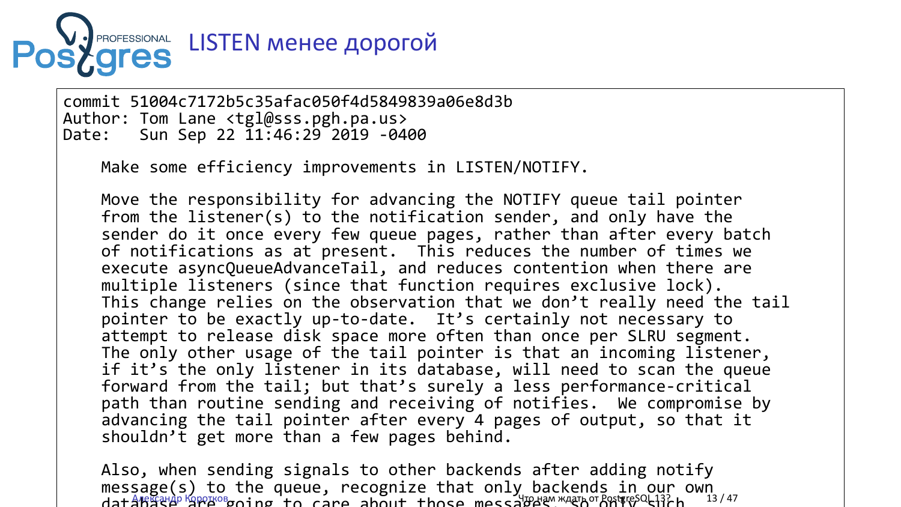# LISTEN менее дорогой

```
commit 51004c7172b5c35afac050f4d5849839a06e8d3b
Author: Tom Lane <tgl@sss.pgh.pa.us>
Date:   Sun Sep 22 11:46:29 2019 -0400

    Make some efficiency improvements in LISTEN/NOTIFY.

    Move the responsibility for advancing the NOTIFY queue tail pointer
    from the listener(s) to the notification sender, and only have the
    sender do it once every few queue pages, rather than after every batch
    of notifications as at present.  This reduces the number of times we
    execute asyncQueueAdvanceTail, and reduces contention when there are
    multiple listeners (since that function requires exclusive lock).
    This change relies on the observation that we don't really need the tail
    pointer to be exactly up-to-date.  It's certainly not necessary to
    attempt to release disk space more often than once per SLRU segment.
    The only other usage of the tail pointer is that an incoming listener,
    if it's the only listener in its database, will need to scan the queue
    forward from the tail; but that's surely a less performance-critical
    path than routine sending and receiving of notifies.  We compromise by
    advancing the tail pointer after every 4 pages of output, so that it
    shouldn't get more than a few pages behind.

    Also, when sending signals to other backends after adding notify
    message(s) to the queue, recognize that only backends in our own
    database are going to care about those messages, so only such
```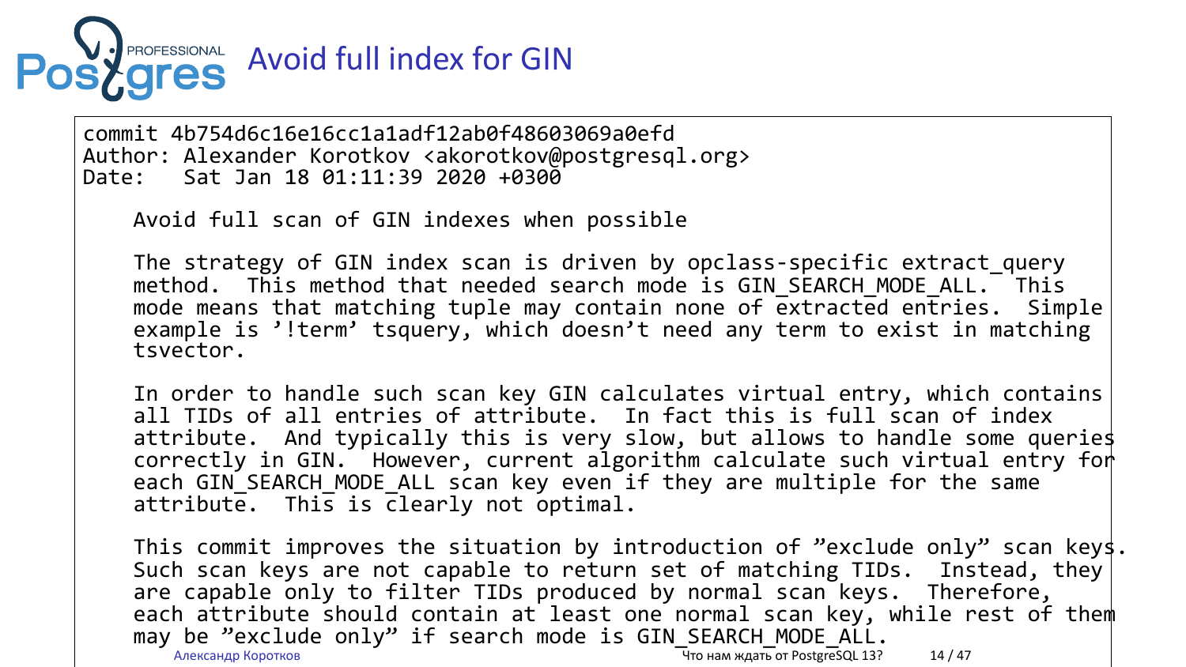# Avoid full index for GIN

```
commit 4b754d6c16e16cc1a1adf12ab0f48603069a0efd
Author: Alexander Korotkov <akorotkov@postgresql.org>
Date:   Sat Jan 18 01:11:39 2020 +0300

    Avoid full scan of GIN indexes when possible

    The strategy of GIN index scan is driven by opclass-specific extract_query
    method.  This method that needed search mode is GIN_SEARCH_MODE_ALL.  This
    mode means that matching tuple may contain none of extracted entries.  Simple
    example is '!term' tsquery, which doesn't need any term to exist in matching
    tsvector.

    In order to handle such scan key GIN calculates virtual entry, which contains
    all TIDs of all entries of attribute.  In fact this is full scan of index
    attribute.  And typically this is very slow, but allows to handle some queries
    correctly in GIN.  However, current algorithm calculate such virtual entry for
    each GIN_SEARCH_MODE_ALL scan key even if they are multiple for the same
    attribute.  This is clearly not optimal.

    This commit improves the situation by introduction of "exclude only" scan keys.
    Such scan keys are not capable to return set of matching TIDs.  Instead, they
    are capable only to filter TIDs produced by normal scan keys.  Therefore,
    each attribute should contain at least one normal scan key, while rest of them
    may be "exclude only" if search mode is GIN_SEARCH_MODE_ALL.
```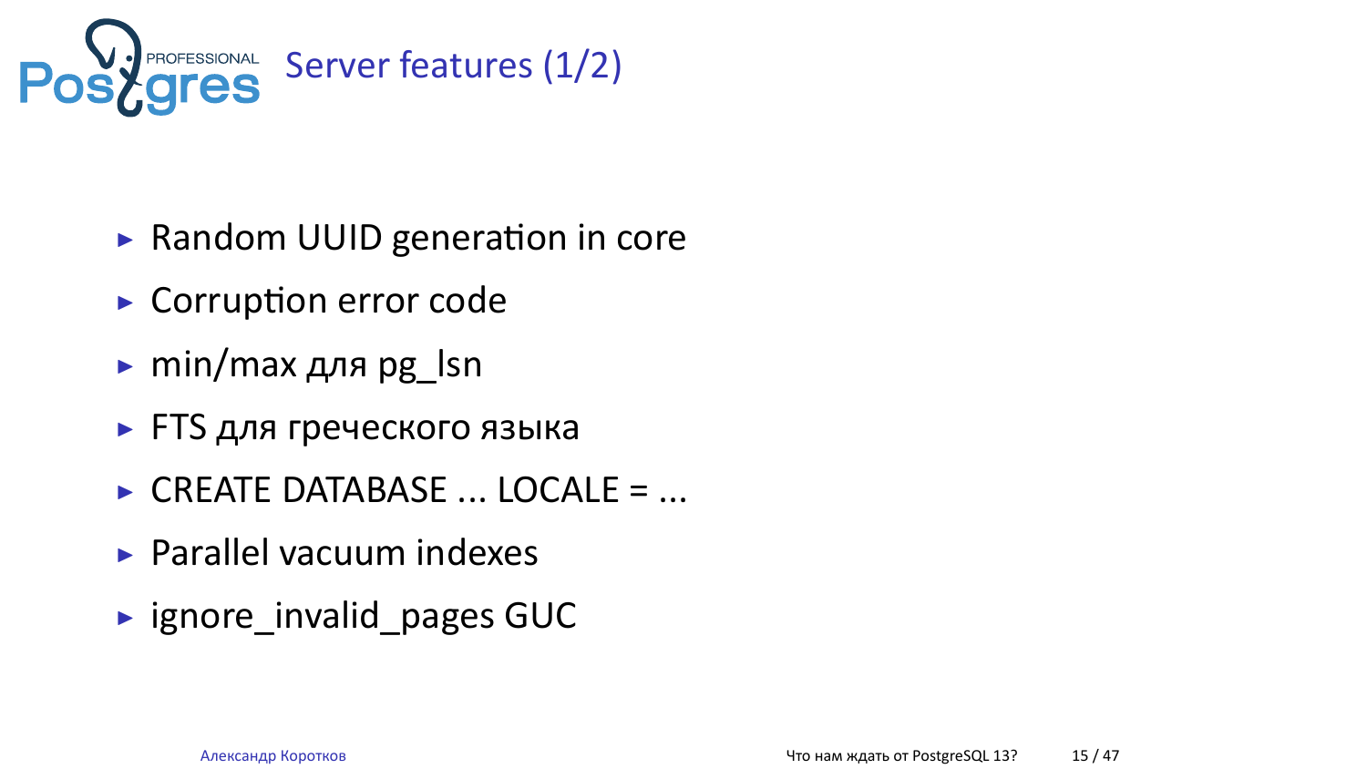# Server features (1/2)

- Random UUID generation in core
- Corruption error code
- min/max для pg_lsn
- FTS для греческого языка
- CREATE DATABASE ... LOCALE = ...
- Parallel vacuum indexes
- ignore_invalid_pages GUC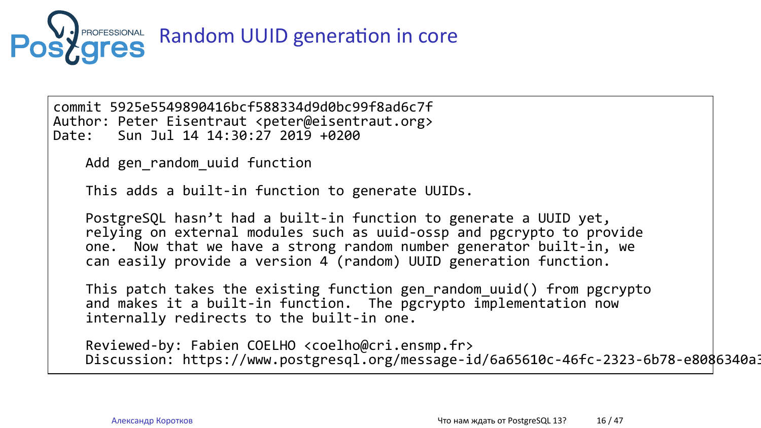# Random UUID generation in core

```
commit 5925e5549890416bcf588334d9d0bc99f8ad6c7f
Author: Peter Eisentraut <peter@eisentraut.org>
Date:   Sun Jul 14 14:30:27 2019 +0200

    Add gen_random_uuid function

    This adds a built-in function to generate UUIDs.

    PostgreSQL hasn't had a built-in function to generate a UUID yet,
    relying on external modules such as uuid-ossp and pgcrypto to provide
    one.  Now that we have a strong random number generator built-in, we
    can easily provide a version 4 (random) UUID generation function.

    This patch takes the existing function gen_random_uuid() from pgcrypto
    and makes it a built-in function.  The pgcrypto implementation now
    internally redirects to the built-in one.

    Reviewed-by: Fabien COELHO <coelho@cri.ensmp.fr>
    Discussion: https://www.postgresql.org/message-id/6a65610c-46fc-2323-6b78-e8086340a3
```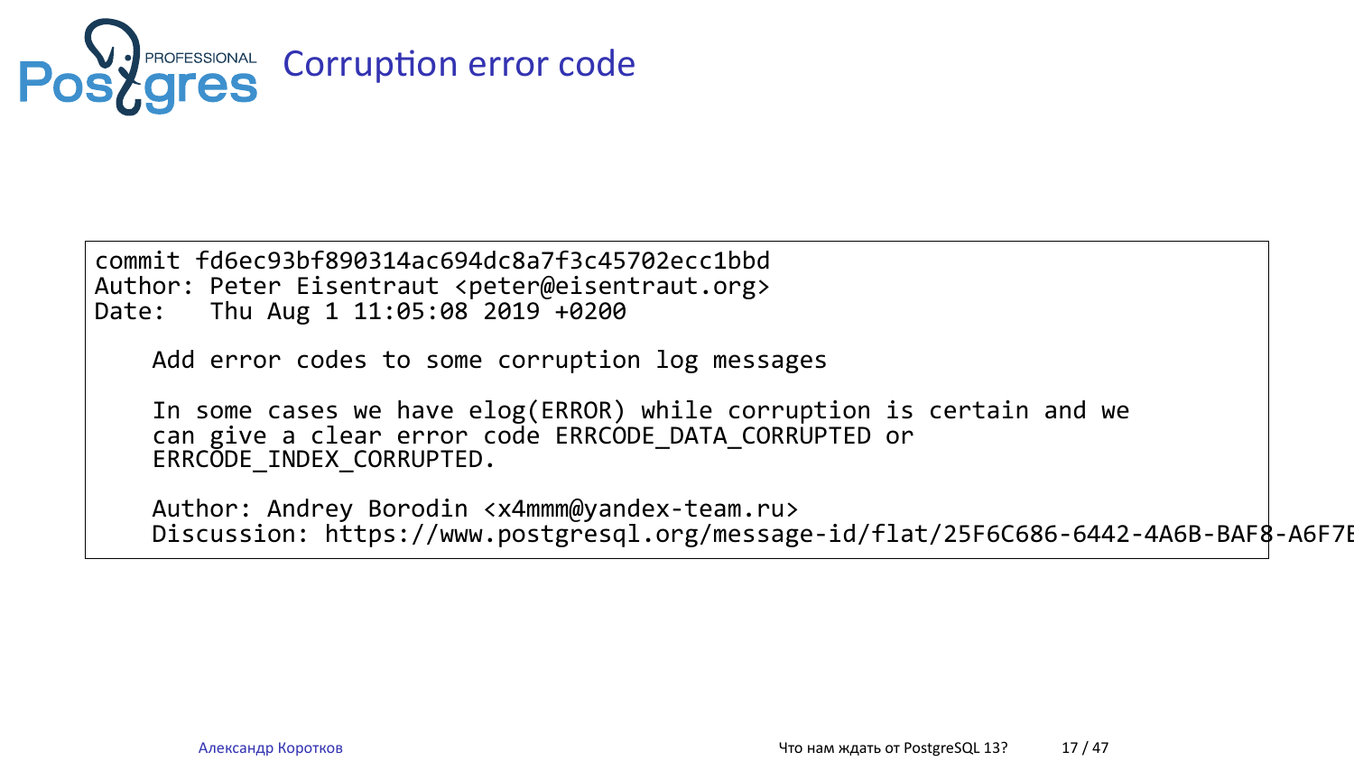# Corruption error code

```
commit fd6ec93bf890314ac694dc8a7f3c45702ecc1bbd
Author: Peter Eisentraut <peter@eisentraut.org>
Date:   Thu Aug 1 11:05:08 2019 +0200

    Add error codes to some corruption log messages

    In some cases we have elog(ERROR) while corruption is certain and we
    can give a clear error code ERRCODE_DATA_CORRUPTED or
    ERRCODE_INDEX_CORRUPTED.

    Author: Andrey Borodin <x4mmm@yandex-team.ru>
    Discussion: https://www.postgresql.org/message-id/flat/25F6C686-6442-4A6B-BAF8-A6F7E
```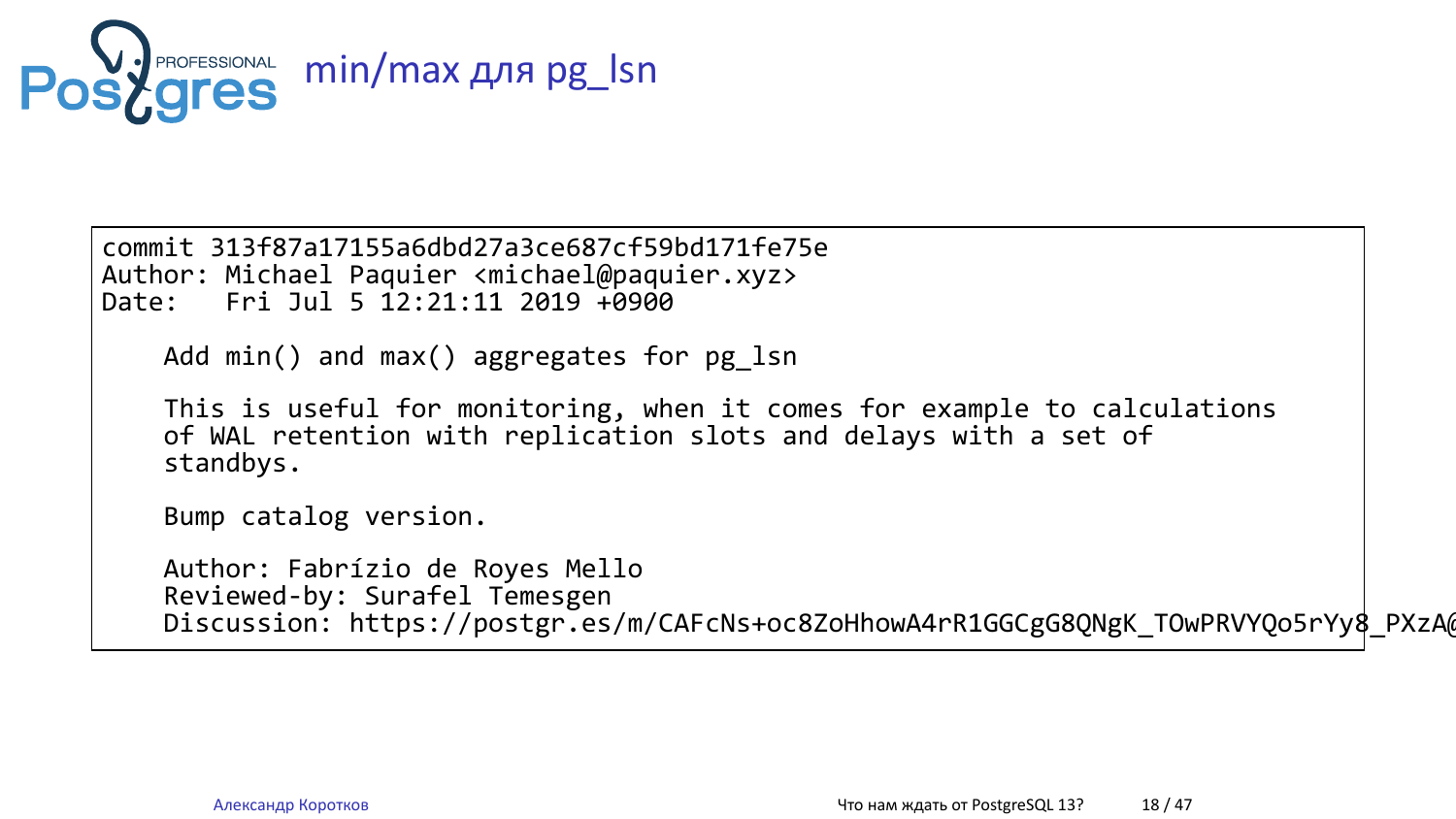# min/max для pg_lsn

```
commit 313f87a17155a6dbd27a3ce687cf59bd171fe75e
Author: Michael Paquier <michael@paquier.xyz>
Date:   Fri Jul 5 12:21:11 2019 +0900

    Add min() and max() aggregates for pg_lsn

    This is useful for monitoring, when it comes for example to calculations
    of WAL retention with replication slots and delays with a set of
    standbys.

    Bump catalog version.

    Author: Fabrízio de Royes Mello
    Reviewed-by: Surafel Temesgen
    Discussion: https://postgr.es/m/CAFcNs+oc8ZoHhowA4rR1GGCgG8QNgK_TOwPRVYQo5rYy8_PXzA@
```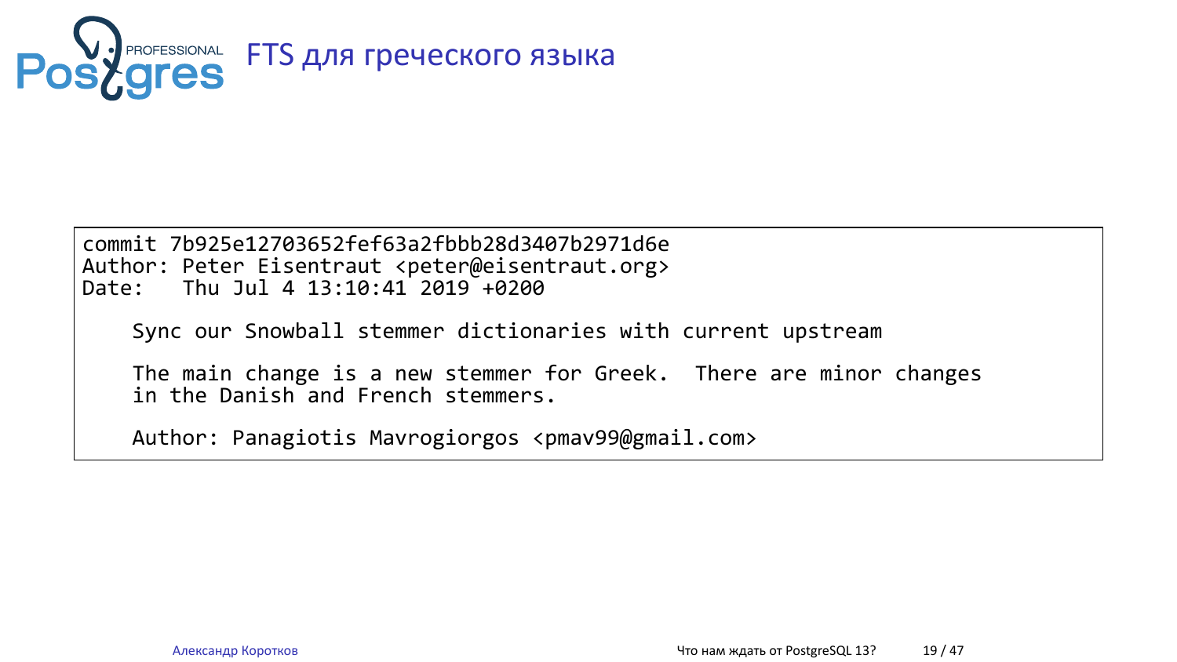# FTS для греческого языка

```
commit 7b925e12703652fef63a2fbbb28d3407b2971d6e
Author: Peter Eisentraut <peter@eisentraut.org>
Date:   Thu Jul 4 13:10:41 2019 +0200

    Sync our Snowball stemmer dictionaries with current upstream

    The main change is a new stemmer for Greek.  There are minor changes
    in the Danish and French stemmers.

    Author: Panagiotis Mavrogiorgos <pmav99@gmail.com>
```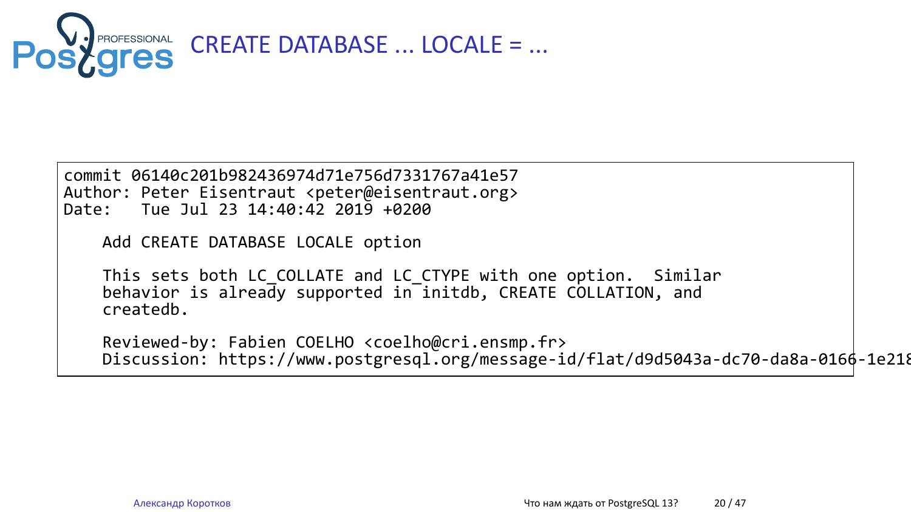# CREATE DATABASE ... LOCALE = ...

```
commit 06140c201b982436974d71e756d7331767a41e57
Author: Peter Eisentraut <peter@eisentraut.org>
Date:   Tue Jul 23 14:40:42 2019 +0200

    Add CREATE DATABASE LOCALE option

    This sets both LC_COLLATE and LC_CTYPE with one option.  Similar
    behavior is already supported in initdb, CREATE COLLATION, and
    createdb.

    Reviewed-by: Fabien COELHO <coelho@cri.ensmp.fr>
    Discussion: https://www.postgresql.org/message-id/flat/d9d5043a-dc70-da8a-0166-1e218
```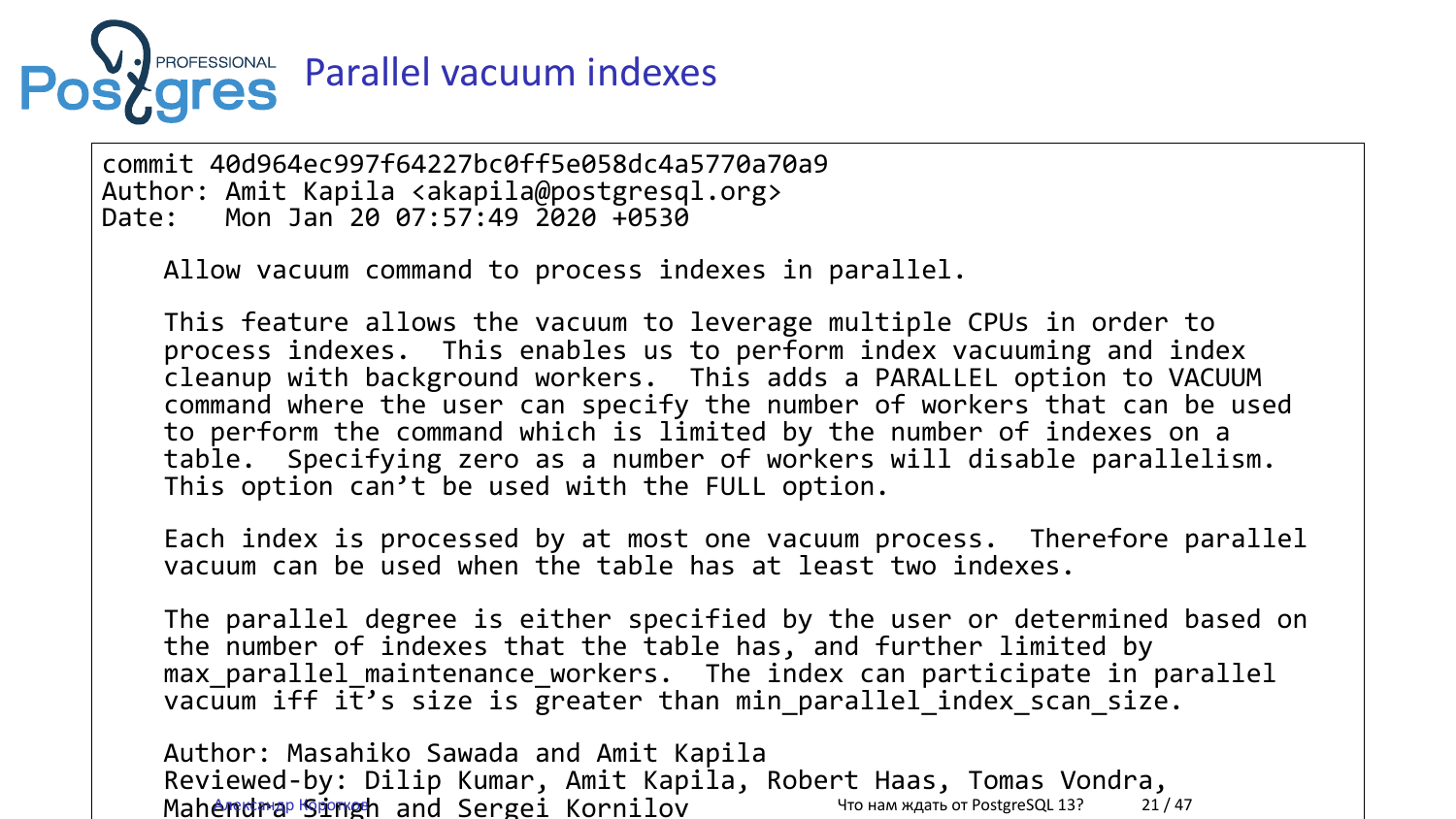# Parallel vacuum indexes

```
commit 40d964ec997f64227bc0ff5e058dc4a5770a70a9
Author: Amit Kapila <akapila@postgresql.org>
Date:   Mon Jan 20 07:57:49 2020 +0530

    Allow vacuum command to process indexes in parallel.

    This feature allows the vacuum to leverage multiple CPUs in order to
    process indexes.  This enables us to perform index vacuuming and index
    cleanup with background workers.  This adds a PARALLEL option to VACUUM
    command where the user can specify the number of workers that can be used
    to perform the command which is limited by the number of indexes on a
    table.  Specifying zero as a number of workers will disable parallelism.
    This option can't be used with the FULL option.

    Each index is processed by at most one vacuum process.  Therefore parallel
    vacuum can be used when the table has at least two indexes.

    The parallel degree is either specified by the user or determined based on
    the number of indexes that the table has, and further limited by
    max_parallel_maintenance_workers.  The index can participate in parallel
    vacuum iff it's size is greater than min_parallel_index_scan_size.

    Author: Masahiko Sawada and Amit Kapila
    Reviewed-by: Dilip Kumar, Amit Kapila, Robert Haas, Tomas Vondra,
    Mahendra Singh and Sergei Kornilov
```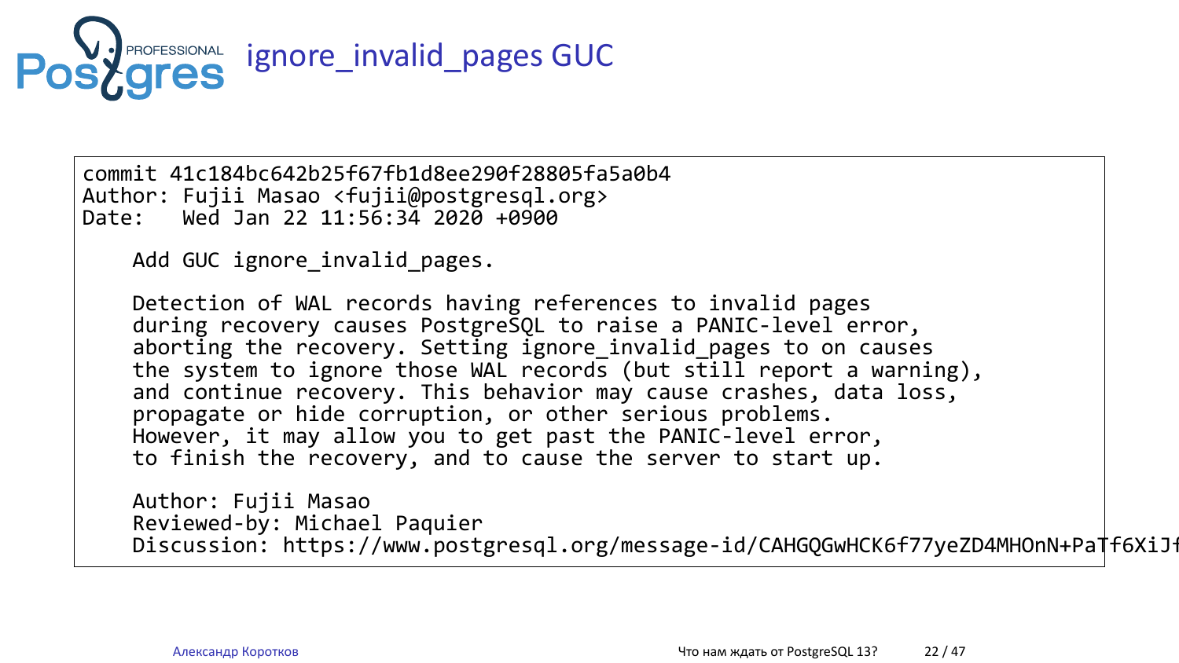# ignore_invalid_pages GUC

```
commit 41c184bc642b25f67fb1d8ee290f28805fa5a0b4
Author: Fujii Masao <fujii@postgresql.org>
Date:   Wed Jan 22 11:56:34 2020 +0900

    Add GUC ignore_invalid_pages.

    Detection of WAL records having references to invalid pages
    during recovery causes PostgreSQL to raise a PANIC-level error,
    aborting the recovery. Setting ignore_invalid_pages to on causes
    the system to ignore those WAL records (but still report a warning),
    and continue recovery. This behavior may cause crashes, data loss,
    propagate or hide corruption, or other serious problems.
    However, it may allow you to get past the PANIC-level error,
    to finish the recovery, and to cause the server to start up.

    Author: Fujii Masao
    Reviewed-by: Michael Paquier
    Discussion: https://www.postgresql.org/message-id/CAHGQGwHCK6f77yeZD4MHOnN+PaTf6XiJf
```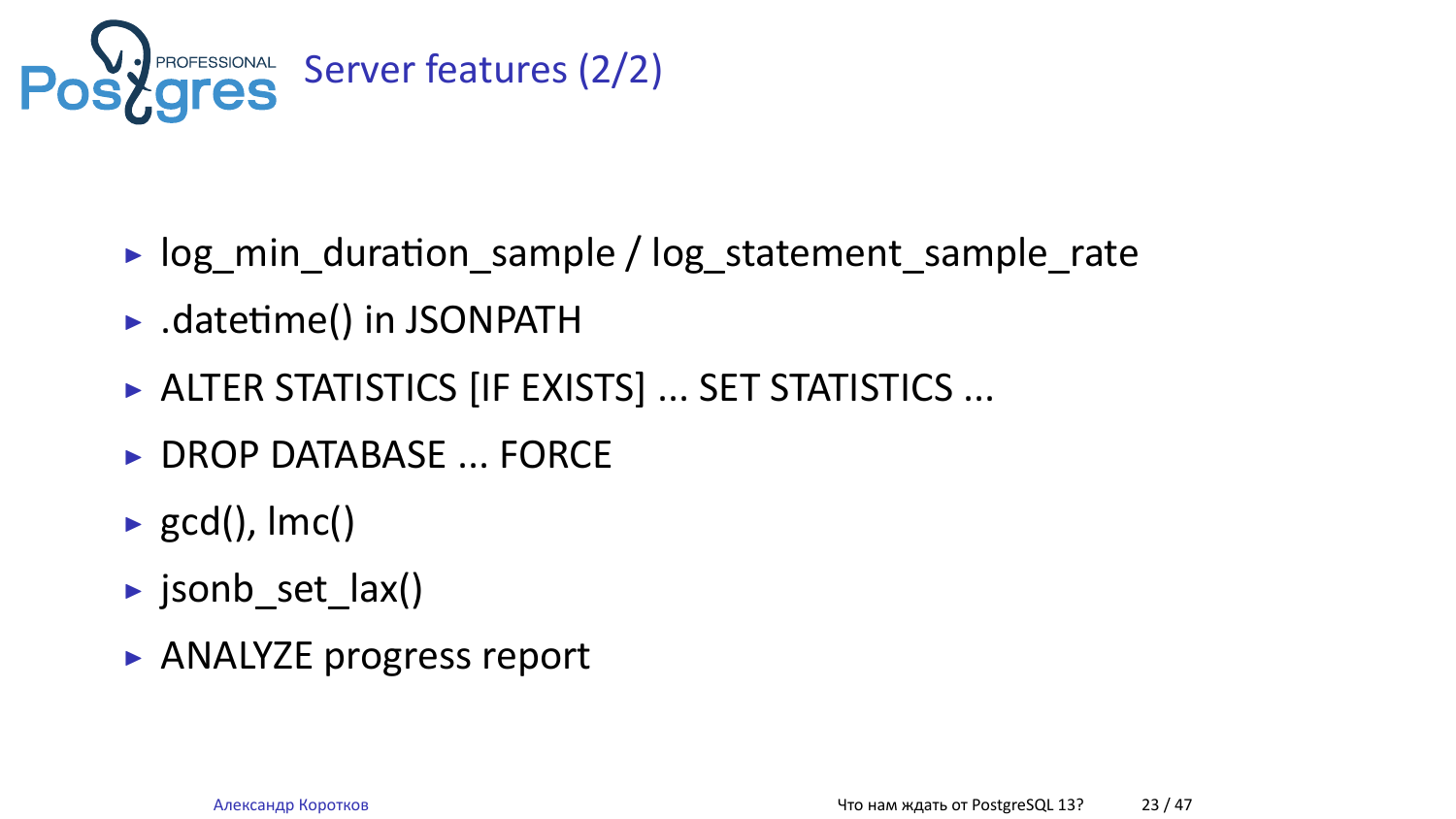# Server features (2/2)

- log_min_duration_sample / log_statement_sample_rate
- .datetime() in JSONPATH
- ALTER STATISTICS [IF EXISTS] ... SET STATISTICS ...
- DROP DATABASE ... FORCE
- gcd(), lmc()
- jsonb_set_lax()
- ANALYZE progress report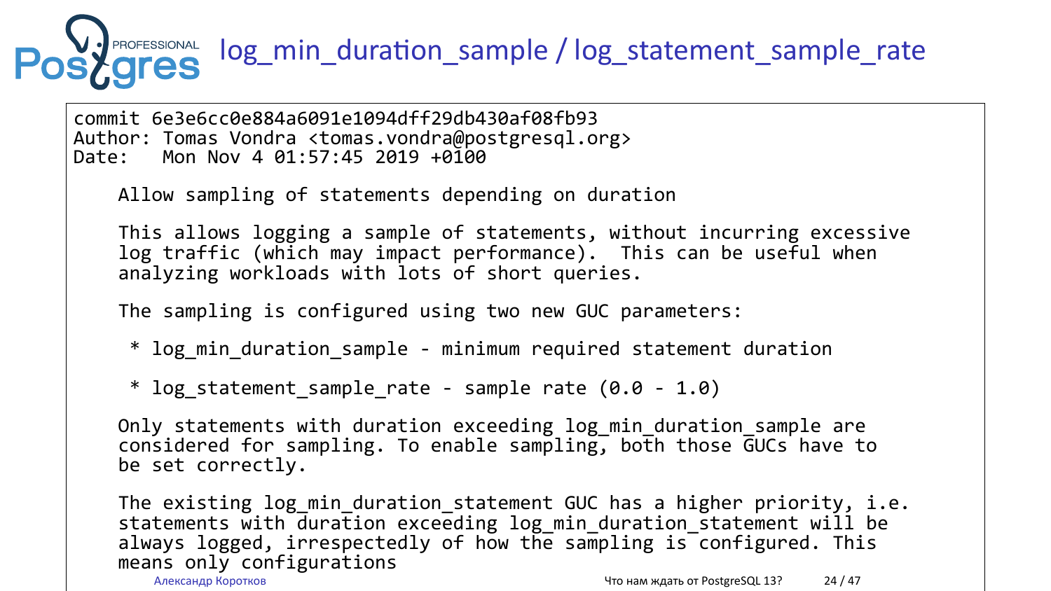# log_min_duration_sample / log_statement_sample_rate

```
commit 6e3e6cc0e884a6091e1094dff29db430af08fb93
Author: Tomas Vondra <tomas.vondra@postgresql.org>
Date:   Mon Nov 4 01:57:45 2019 +0100

    Allow sampling of statements depending on duration

    This allows logging a sample of statements, without incurring excessive
    log traffic (which may impact performance).  This can be useful when
    analyzing workloads with lots of short queries.

    The sampling is configured using two new GUC parameters:

     * log_min_duration_sample - minimum required statement duration

     * log_statement_sample_rate - sample rate (0.0 - 1.0)

    Only statements with duration exceeding log_min_duration_sample are
    considered for sampling. To enable sampling, both those GUCs have to
    be set correctly.

    The existing log_min_duration_statement GUC has a higher priority, i.e.
    statements with duration exceeding log_min_duration_statement will be
    always logged, irrespectedly of how the sampling is configured. This
    means only configurations
```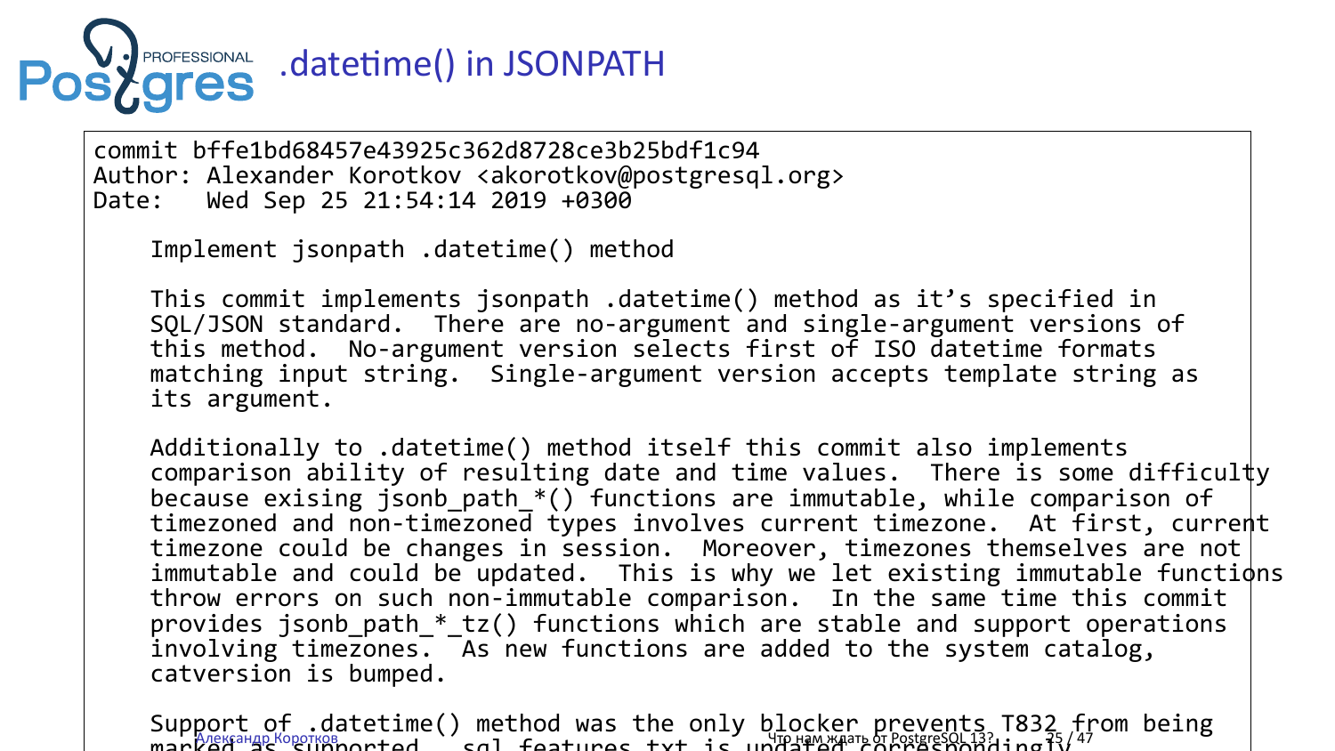# .datetime() in JSONPATH

```
commit bffe1bd68457e43925c362d8728ce3b25bdf1c94
Author: Alexander Korotkov <akorotkov@postgresql.org>
Date:   Wed Sep 25 21:54:14 2019 +0300

    Implement jsonpath .datetime() method

    This commit implements jsonpath .datetime() method as it’s specified in
    SQL/JSON standard.  There are no-argument and single-argument versions of
    this method.  No-argument version selects first of ISO datetime formats
    matching input string.  Single-argument version accepts template string as
    its argument.

    Additionally to .datetime() method itself this commit also implements
    comparison ability of resulting date and time values.  There is some difficulty
    because exising jsonb_path_*() functions are immutable, while comparison of
    timezoned and non-timezoned types involves current timezone.  At first, current
    timezone could be changes in session.  Moreover, timezones themselves are not
    immutable and could be updated.  This is why we let existing immutable functions
    throw errors on such non-immutable comparison.  In the same time this commit
    provides jsonb_path_*_tz() functions which are stable and support operations
    involving timezones.  As new functions are added to the system catalog,
    catversion is bumped.

    Support of .datetime() method was the only blocker prevents T832 from being
    marked as supported.  sql_features.txt is updated correspondingly.
```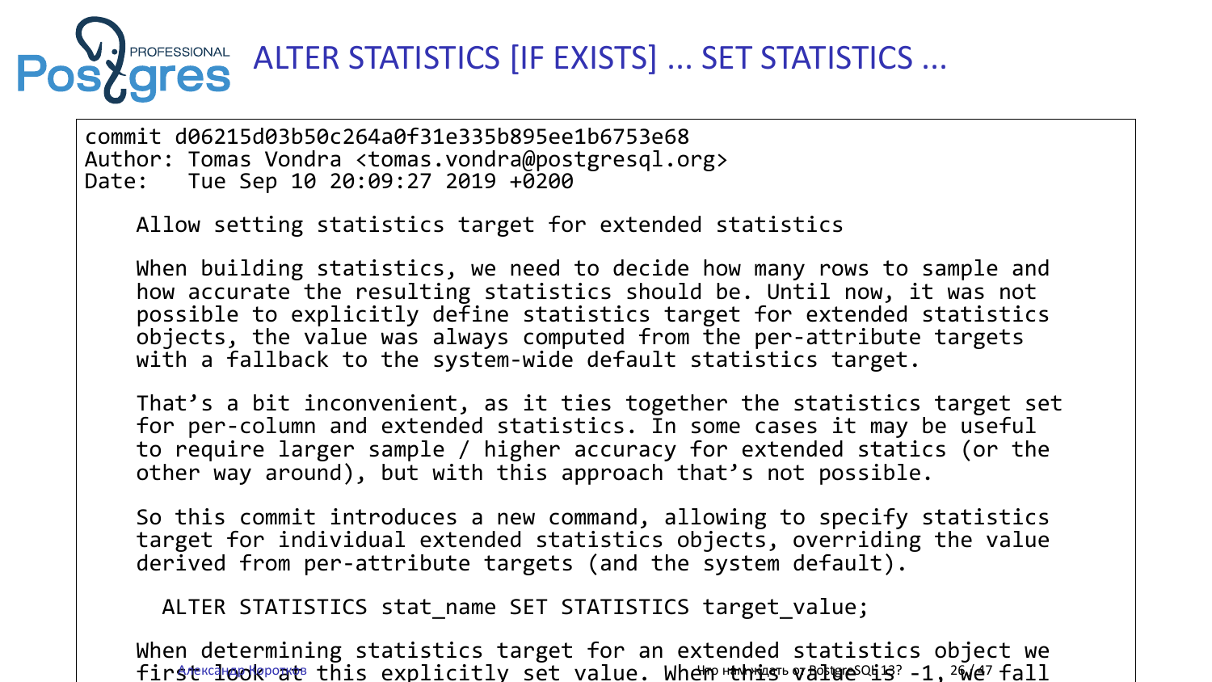# ALTER STATISTICS [IF EXISTS] ... SET STATISTICS ...

```
commit d06215d03b50c264a0f31e335b895ee1b6753e68
Author: Tomas Vondra <tomas.vondra@postgresql.org>
Date:   Tue Sep 10 20:09:27 2019 +0200

    Allow setting statistics target for extended statistics

    When building statistics, we need to decide how many rows to sample and
    how accurate the resulting statistics should be. Until now, it was not
    possible to explicitly define statistics target for extended statistics
    objects, the value was always computed from the per-attribute targets
    with a fallback to the system-wide default statistics target.

    That’s a bit inconvenient, as it ties together the statistics target set
    for per-column and extended statistics. In some cases it may be useful
    to require larger sample / higher accuracy for extended statics (or the
    other way around), but with this approach that’s not possible.

    So this commit introduces a new command, allowing to specify statistics
    target for individual extended statistics objects, overriding the value
    derived from per-attribute targets (and the system default).

      ALTER STATISTICS stat_name SET STATISTICS target_value;

    When determining statistics target for an extended statistics object we
    first look at this explicitly set value. When this value is -1, we fall
```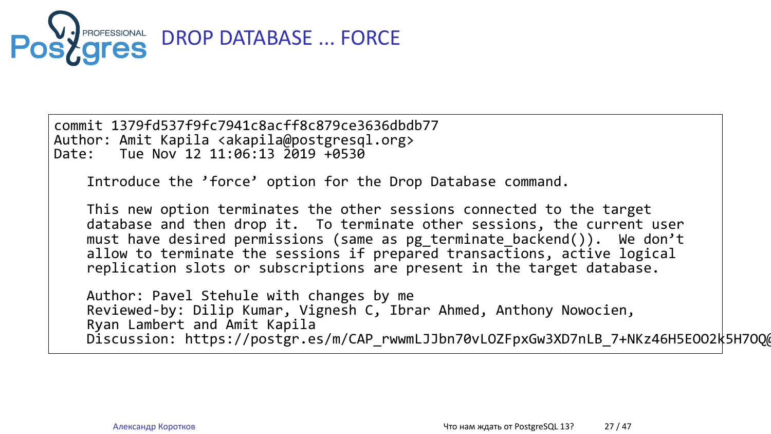# DROP DATABASE ... FORCE

```
commit 1379fd537f9fc7941c8acff8c879ce3636dbdb77
Author: Amit Kapila <akapila@postgresql.org>
Date:   Tue Nov 12 11:06:13 2019 +0530

    Introduce the 'force' option for the Drop Database command.

    This new option terminates the other sessions connected to the target
    database and then drop it.  To terminate other sessions, the current user
    must have desired permissions (same as pg_terminate_backend()).  We don't
    allow to terminate the sessions if prepared transactions, active logical
    replication slots or subscriptions are present in the target database.

    Author: Pavel Stehule with changes by me
    Reviewed-by: Dilip Kumar, Vignesh C, Ibrar Ahmed, Anthony Nowocien,
    Ryan Lambert and Amit Kapila
    Discussion: https://postgr.es/m/CAP_rwwmLJJbn70vLOZFpxGw3XD7nLB_7+NKz46H5EOO2k5H7OQ@
```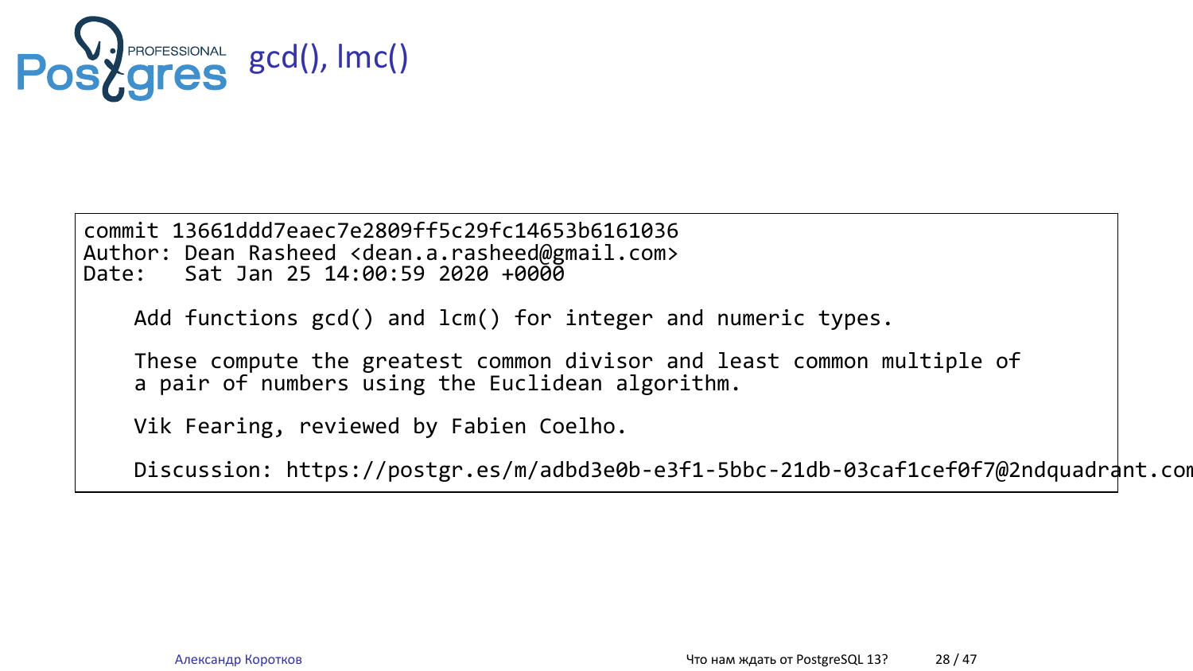# gcd(), lmc()

```
commit 13661ddd7eaec7e2809ff5c29fc14653b6161036
Author: Dean Rasheed <dean.a.rasheed@gmail.com>
Date:   Sat Jan 25 14:00:59 2020 +0000

    Add functions gcd() and lcm() for integer and numeric types.

    These compute the greatest common divisor and least common multiple of
    a pair of numbers using the Euclidean algorithm.

    Vik Fearing, reviewed by Fabien Coelho.

    Discussion: https://postgr.es/m/adbd3e0b-e3f1-5bbc-21db-03caf1cef0f7@2ndquadrant.com
```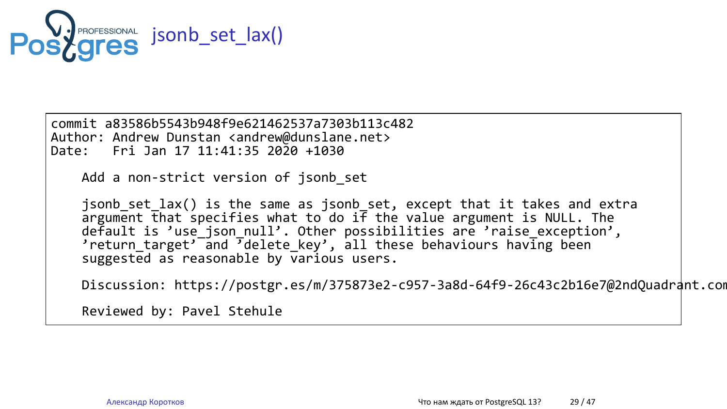# jsonb_set_lax()

```
commit a83586b5543b948f9e621462537a7303b113c482
Author: Andrew Dunstan <andrew@dunslane.net>
Date:   Fri Jan 17 11:41:35 2020 +1030

    Add a non-strict version of jsonb_set

    jsonb_set_lax() is the same as jsonb_set, except that it takes and extra
    argument that specifies what to do if the value argument is NULL. The
    default is 'use_json_null'. Other possibilities are 'raise_exception',
    'return_target' and 'delete_key', all these behaviours having been
    suggested as reasonable by various users.

    Discussion: https://postgr.es/m/375873e2-c957-3a8d-64f9-26c43c2b16e7@2ndQuadrant.com

    Reviewed by: Pavel Stehule
```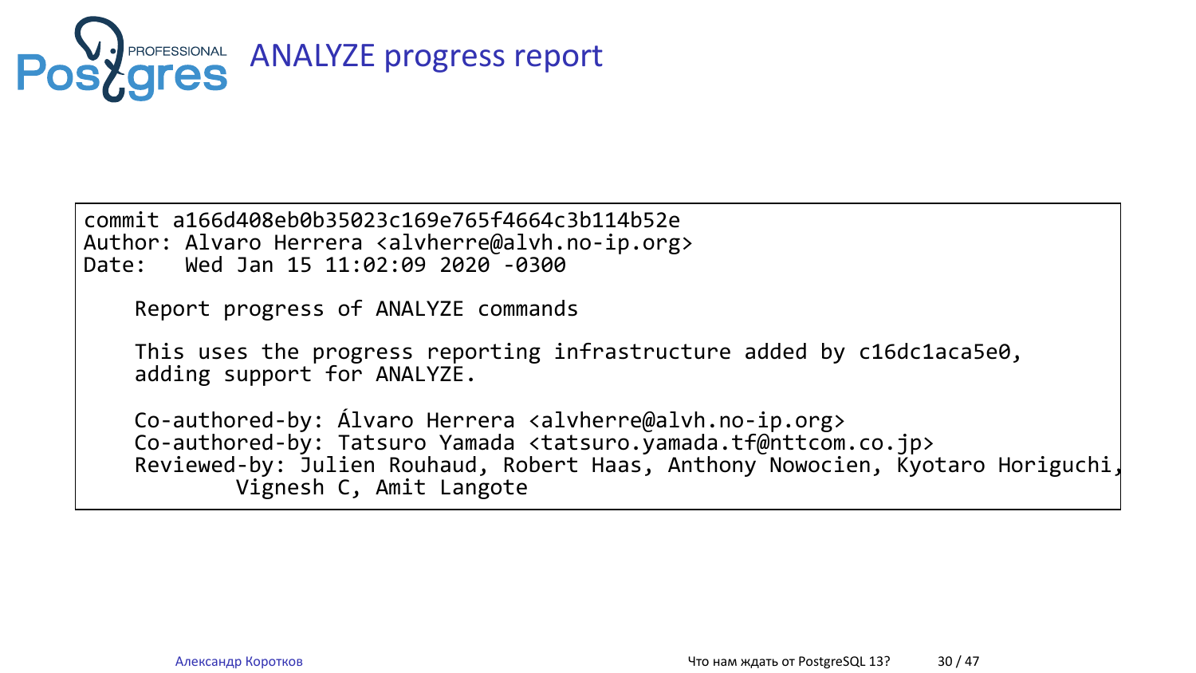# ANALYZE progress report

```
commit a166d408eb0b35023c169e765f4664c3b114b52e
Author: Alvaro Herrera <alvherre@alvh.no-ip.org>
Date:   Wed Jan 15 11:02:09 2020 -0300

    Report progress of ANALYZE commands

    This uses the progress reporting infrastructure added by c16dc1aca5e0,
    adding support for ANALYZE.

    Co-authored-by: Álvaro Herrera <alvherre@alvh.no-ip.org>
    Co-authored-by: Tatsuro Yamada <tatsuro.yamada.tf@nttcom.co.jp>
    Reviewed-by: Julien Rouhaud, Robert Haas, Anthony Nowocien, Kyotaro Horiguchi,
            Vignesh C, Amit Langote
```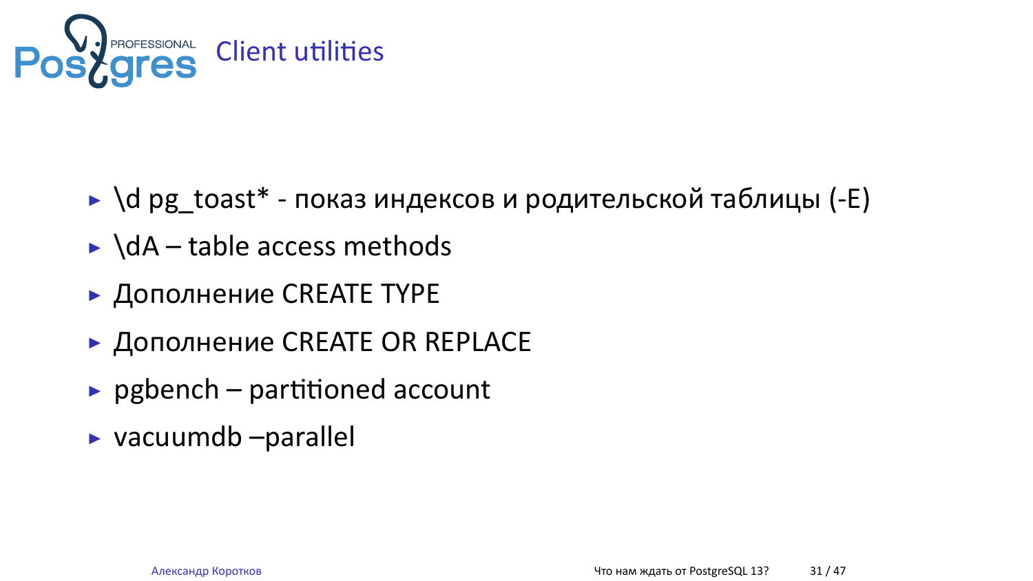## Client utilities

- \d pg_toast* - показ индексов и родительской таблицы (-E)
- \dA – table access methods
- Дополнение CREATE TYPE
- Дополнение CREATE OR REPLACE
- pgbench – partitioned account
- vacuumdb –parallel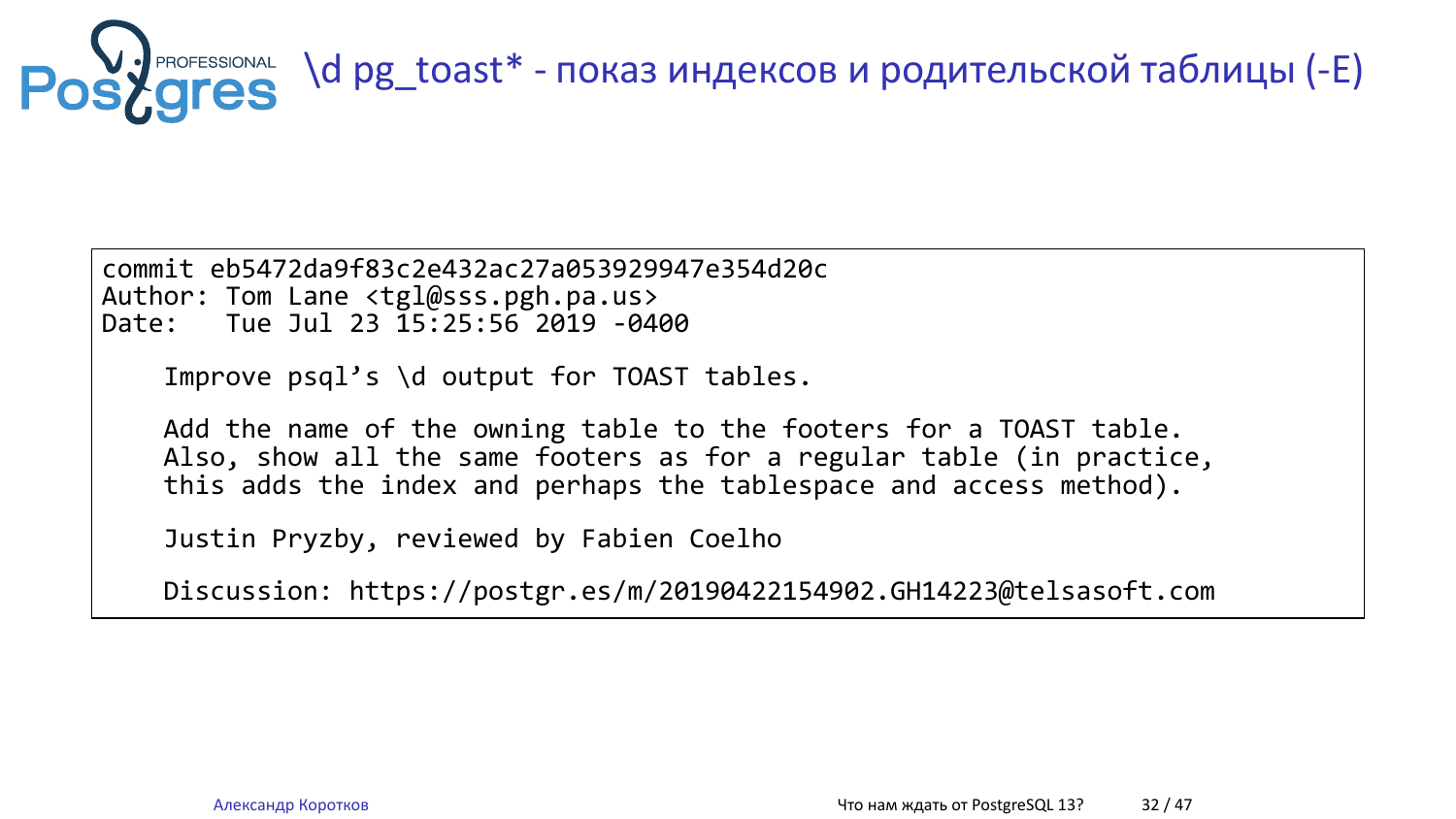# \d pg_toast* - показ индексов и родительской таблицы (-E)

```
commit eb5472da9f83c2e432ac27a053929947e354d20c
Author: Tom Lane <tgl@sss.pgh.pa.us>
Date:   Tue Jul 23 15:25:56 2019 -0400

    Improve psql’s \d output for TOAST tables.

    Add the name of the owning table to the footers for a TOAST table.
    Also, show all the same footers as for a regular table (in practice,
    this adds the index and perhaps the tablespace and access method).

    Justin Pryzby, reviewed by Fabien Coelho

    Discussion: https://postgr.es/m/20190422154902.GH14223@telsasoft.com
```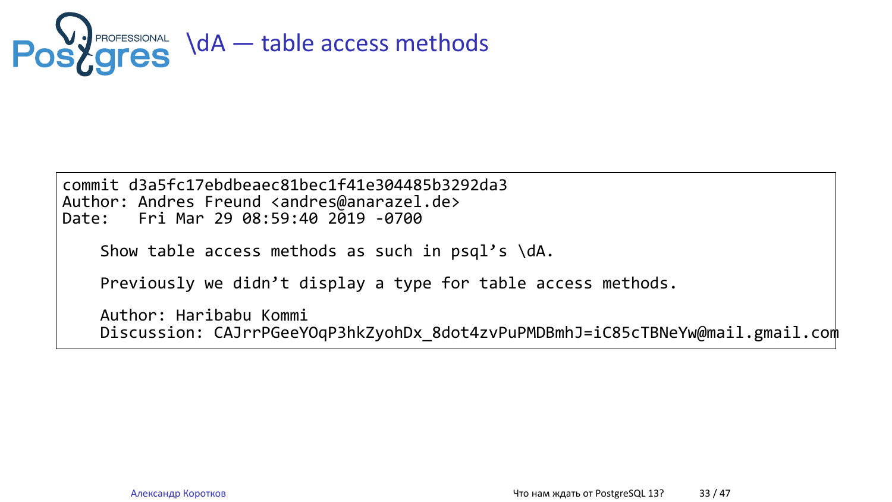# \dA — table access methods

```
commit d3a5fc17ebdbeaec81bec1f41e304485b3292da3
Author: Andres Freund <andres@anarazel.de>
Date:   Fri Mar 29 08:59:40 2019 -0700

    Show table access methods as such in psql's \dA.

    Previously we didn't display a type for table access methods.

    Author: Haribabu Kommi
    Discussion: CAJrrPGeeYOqP3hkZyohDx_8dot4zvPuPMDBmhJ=iC85cTBNeYw@mail.gmail.com
```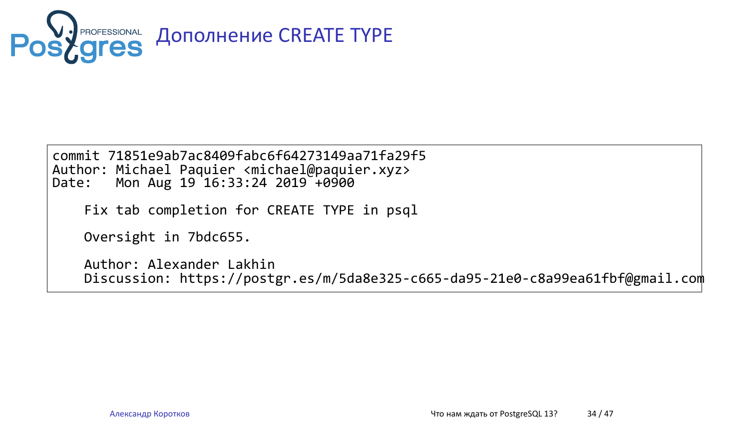# Дополнение CREATE TYPE

```
commit 71851e9ab7ac8409fabc6f64273149aa71fa29f5
Author: Michael Paquier <michael@paquier.xyz>
Date:   Mon Aug 19 16:33:24 2019 +0900

    Fix tab completion for CREATE TYPE in psql

    Oversight in 7bdc655.

    Author: Alexander Lakhin
    Discussion: https://postgr.es/m/5da8e325-c665-da95-21e0-c8a99ea61fbf@gmail.com
```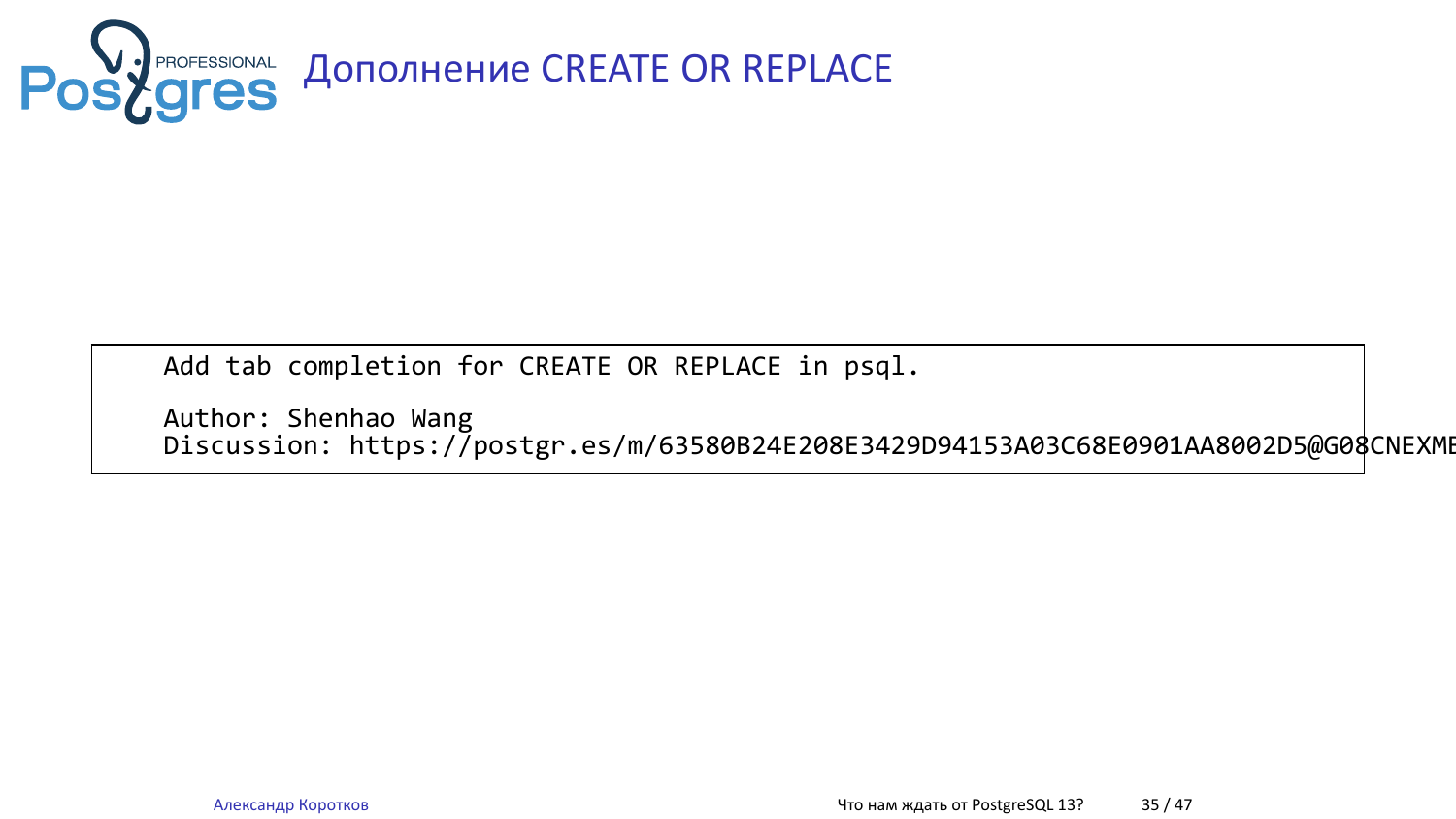# Дополнение CREATE OR REPLACE

```
Add tab completion for CREATE OR REPLACE in psql.

Author: Shenhao Wang
Discussion: https://postgr.es/m/63580B24E208E3429D94153A03C68E0901AA8002D5@G08CNEXME
```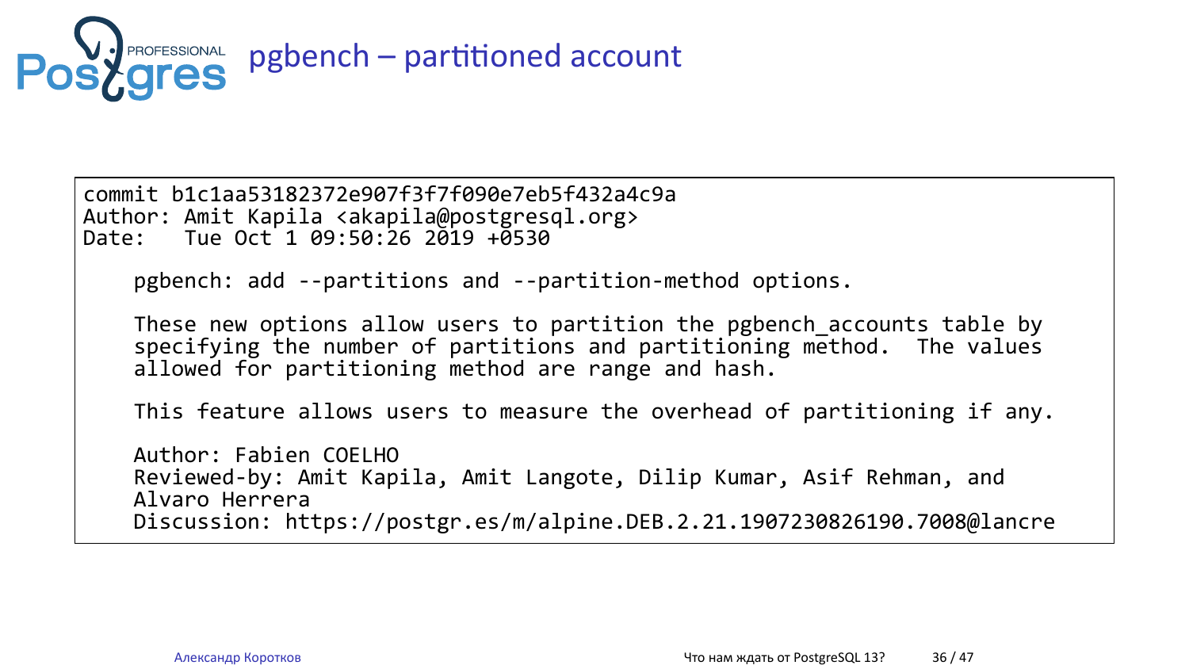# pgbench – partitioned account

```
commit b1c1aa53182372e907f3f7f090e7eb5f432a4c9a
Author: Amit Kapila <akapila@postgresql.org>
Date:   Tue Oct 1 09:50:26 2019 +0530

    pgbench: add --partitions and --partition-method options.

    These new options allow users to partition the pgbench_accounts table by
    specifying the number of partitions and partitioning method.  The values
    allowed for partitioning method are range and hash.

    This feature allows users to measure the overhead of partitioning if any.

    Author: Fabien COELHO
    Reviewed-by: Amit Kapila, Amit Langote, Dilip Kumar, Asif Rehman, and
    Alvaro Herrera
    Discussion: https://postgr.es/m/alpine.DEB.2.21.1907230826190.7008@lancre
```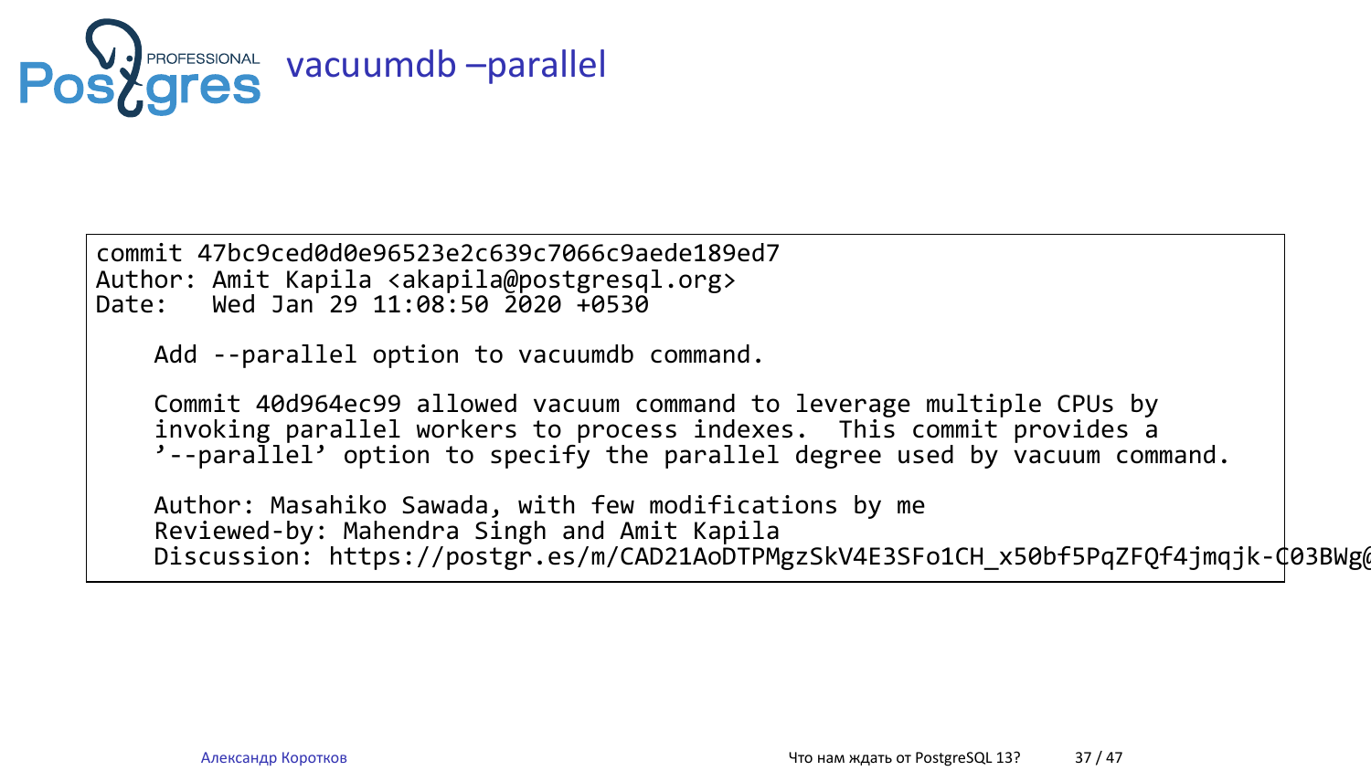# vacuumdb –parallel

```
commit 47bc9ced0d0e96523e2c639c7066c9aede189ed7
Author: Amit Kapila <akapila@postgresql.org>
Date:   Wed Jan 29 11:08:50 2020 +0530

    Add --parallel option to vacuumdb command.

    Commit 40d964ec99 allowed vacuum command to leverage multiple CPUs by
    invoking parallel workers to process indexes.  This commit provides a
    '--parallel' option to specify the parallel degree used by vacuum command.

    Author: Masahiko Sawada, with few modifications by me
    Reviewed-by: Mahendra Singh and Amit Kapila
    Discussion: https://postgr.es/m/CAD21AoDTPMgzSkV4E3SFo1CH_x50bf5PqZFQf4jmqjk-C03BWg@
```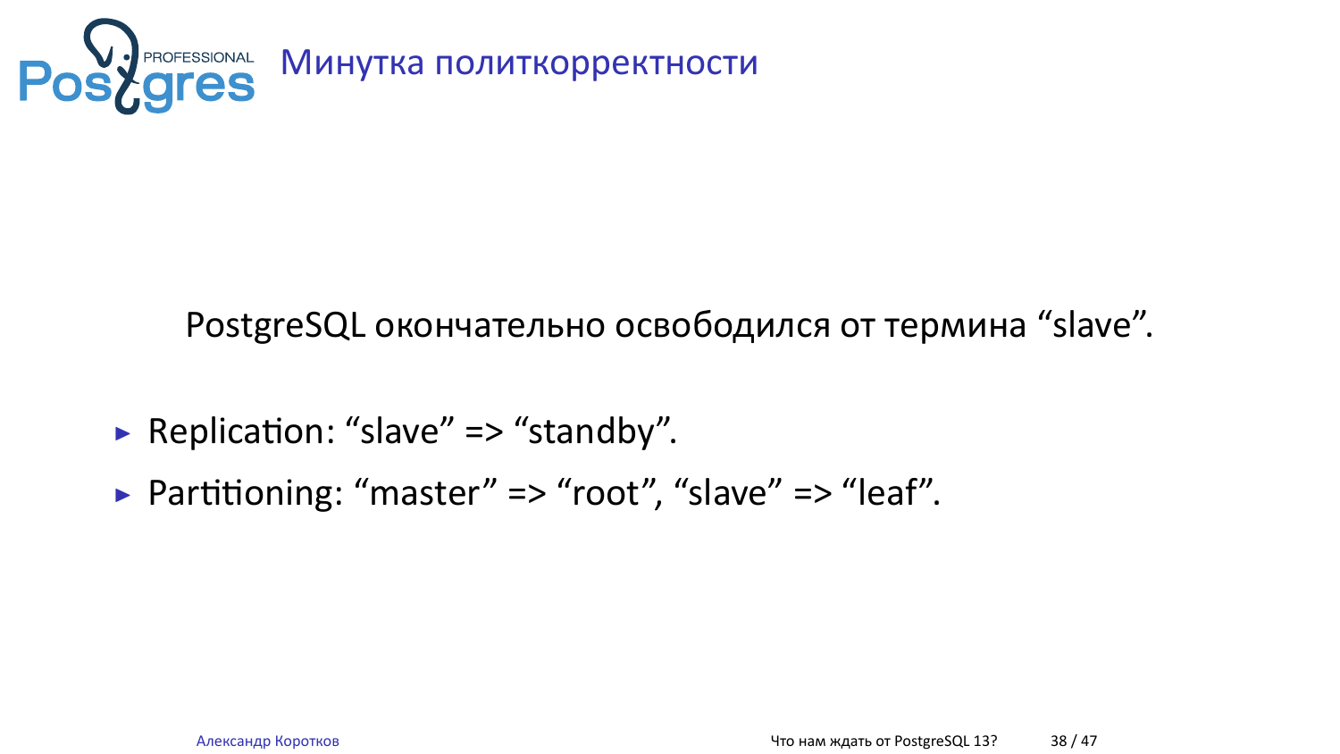# Минутка политкорректности

PostgreSQL окончательно освободился от термина "slave".

- Replication: "slave" => "standby".
- Partitioning: "master" => "root", "slave" => "leaf".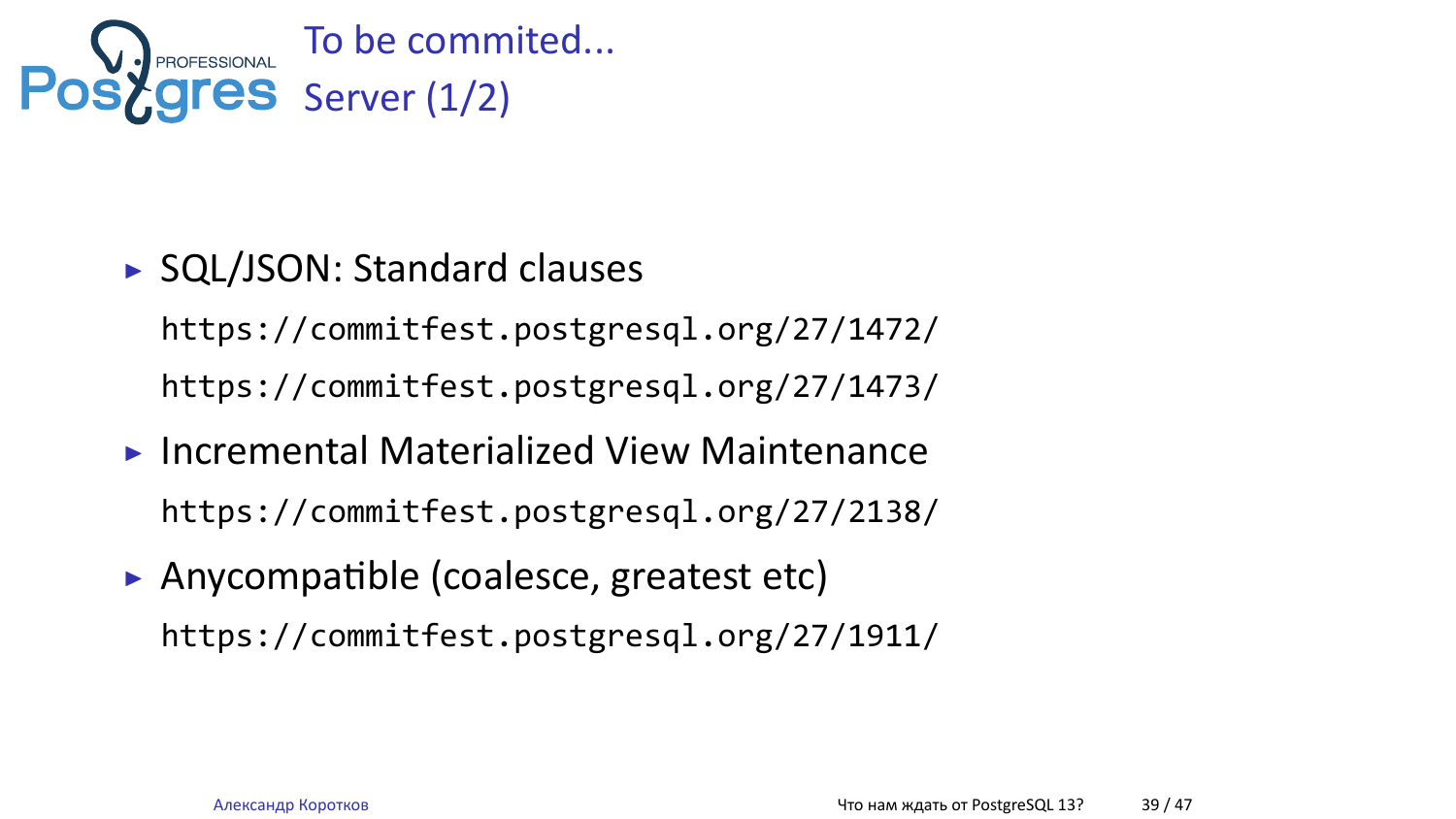# To be commited...
## Server (1/2)

- SQL/JSON: Standard clauses

  https://commitfest.postgresql.org/27/1472/

  https://commitfest.postgresql.org/27/1473/

- Incremental Materialized View Maintenance

  https://commitfest.postgresql.org/27/2138/

- Anycompatible (coalesce, greatest etc)

  https://commitfest.postgresql.org/27/1911/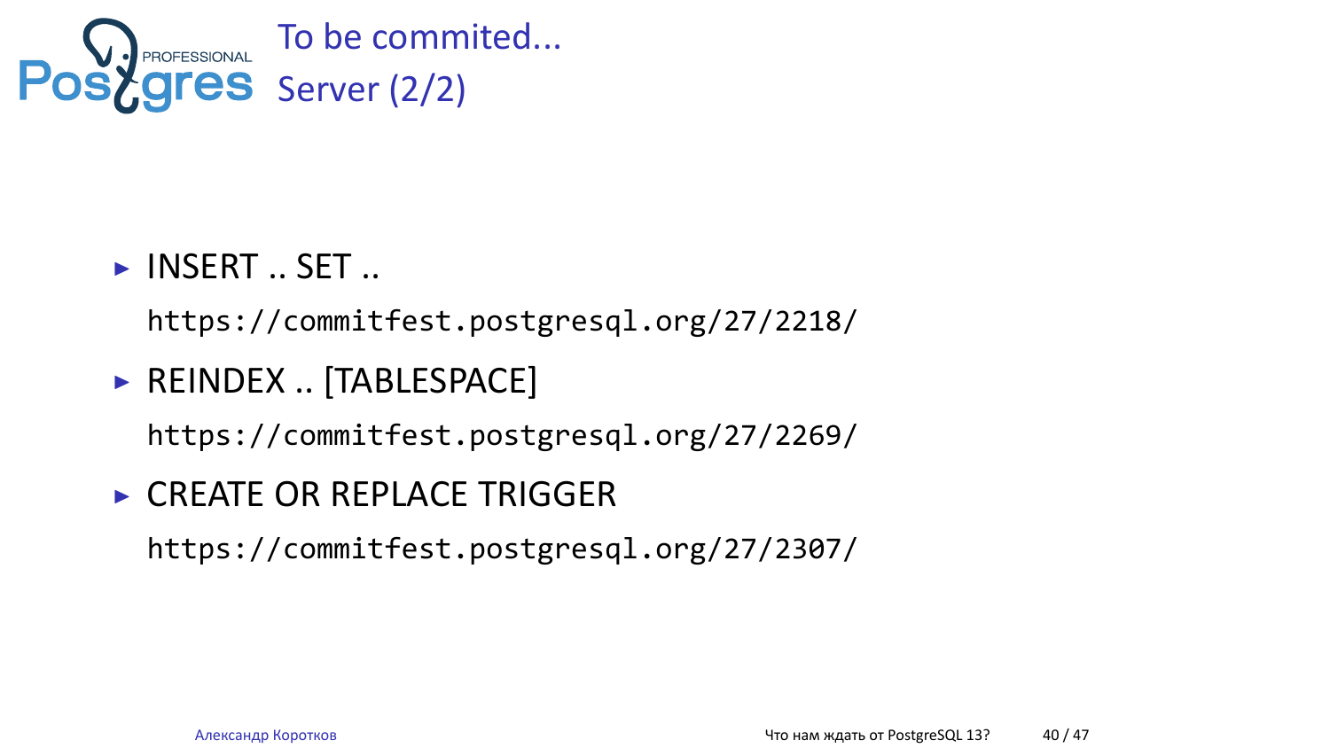# To be commited...
## Server (2/2)

- INSERT .. SET ..

  `https://commitfest.postgresql.org/27/2218/`

- REINDEX .. [TABLESPACE]

  `https://commitfest.postgresql.org/27/2269/`

- CREATE OR REPLACE TRIGGER

  `https://commitfest.postgresql.org/27/2307/`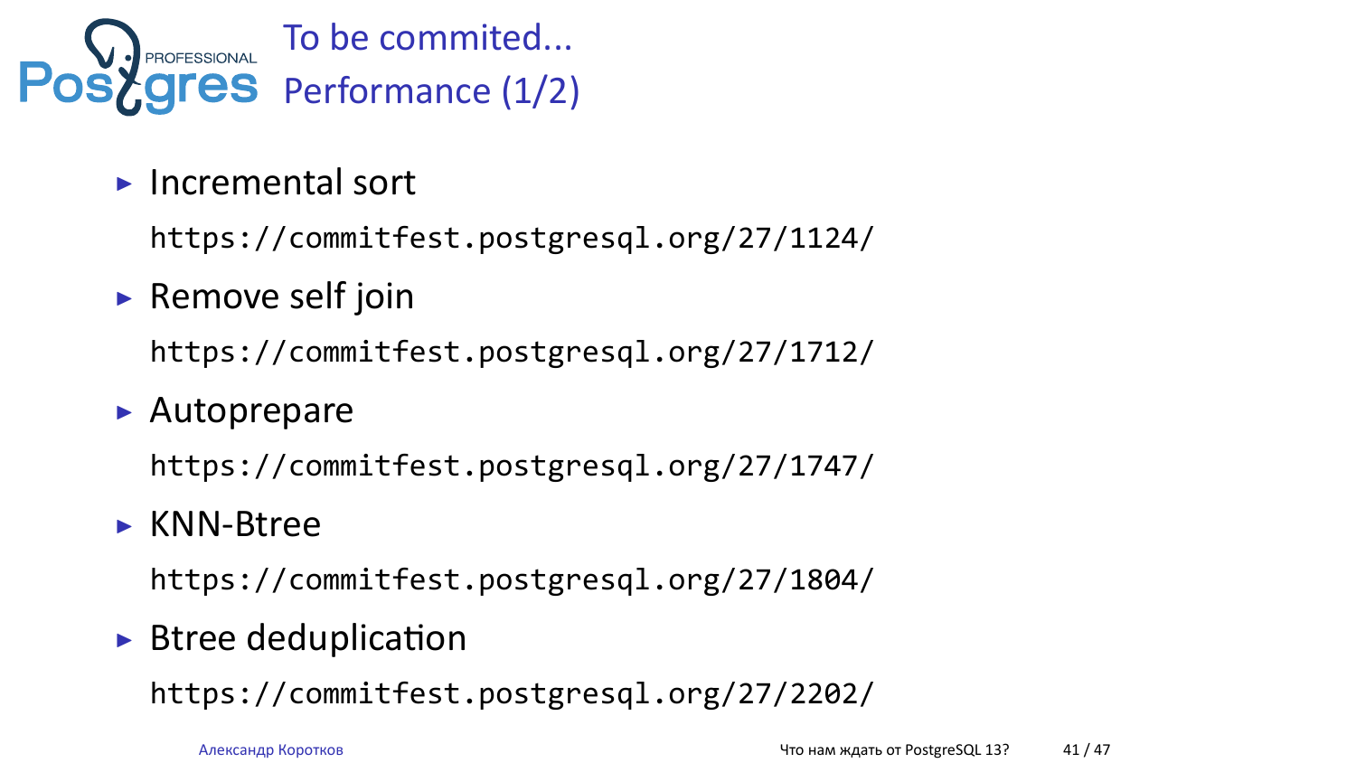# To be commited...
## Performance (1/2)

- Incremental sort

  `https://commitfest.postgresql.org/27/1124/`

- Remove self join

  `https://commitfest.postgresql.org/27/1712/`

- Autoprepare

  `https://commitfest.postgresql.org/27/1747/`

- KNN-Btree

  `https://commitfest.postgresql.org/27/1804/`

- Btree deduplication

  `https://commitfest.postgresql.org/27/2202/`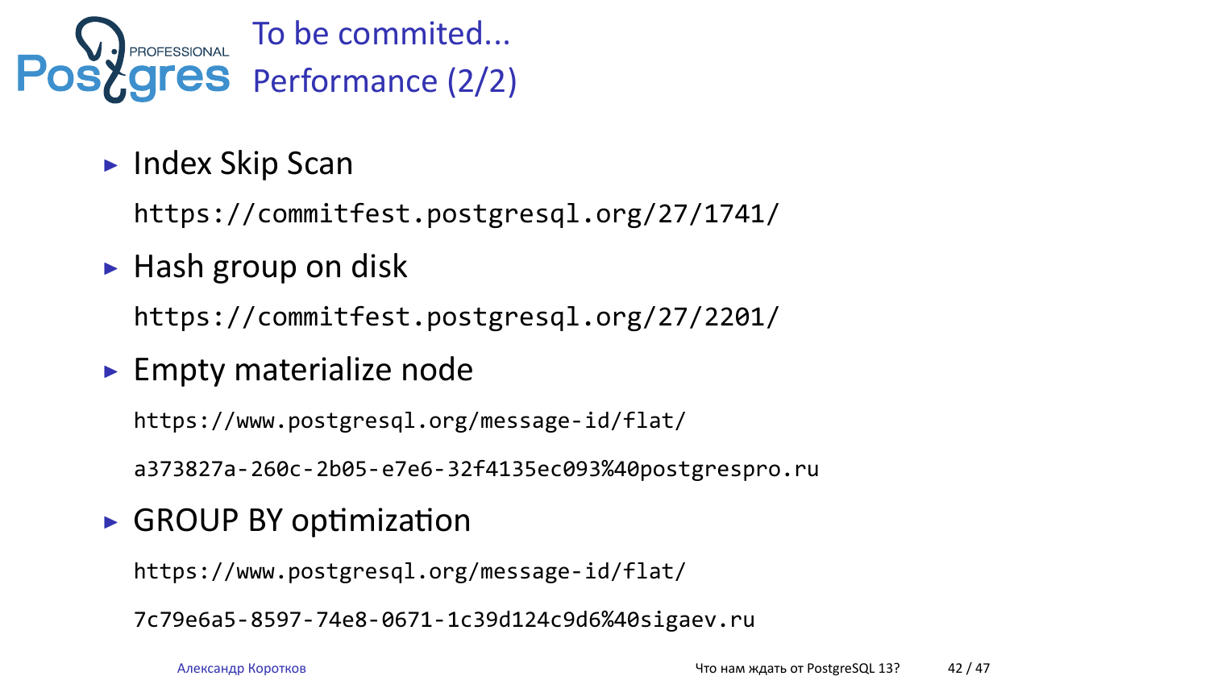## To be commited...
## Performance (2/2)

- Index Skip Scan

  https://commitfest.postgresql.org/27/1741/

- Hash group on disk

  https://commitfest.postgresql.org/27/2201/

- Empty materialize node

  https://www.postgresql.org/message-id/flat/
  a373827a-260c-2b05-e7e6-32f4135ec093%40postgrespro.ru

- GROUP BY optimization

  https://www.postgresql.org/message-id/flat/
  7c79e6a5-8597-74e8-0671-1c39d124c9d6%40sigaev.ru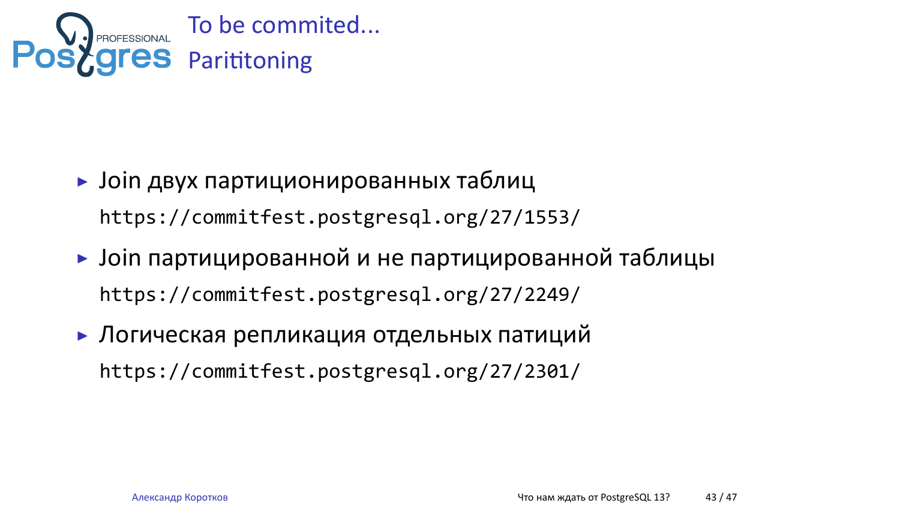# To be commited...

## Parititoning

- Join двух партиционированных таблиц

  https://commitfest.postgresql.org/27/1553/

- Join партицированной и не партицированной таблицы

  https://commitfest.postgresql.org/27/2249/

- Логическая репликация отдельных патиций

  https://commitfest.postgresql.org/27/2301/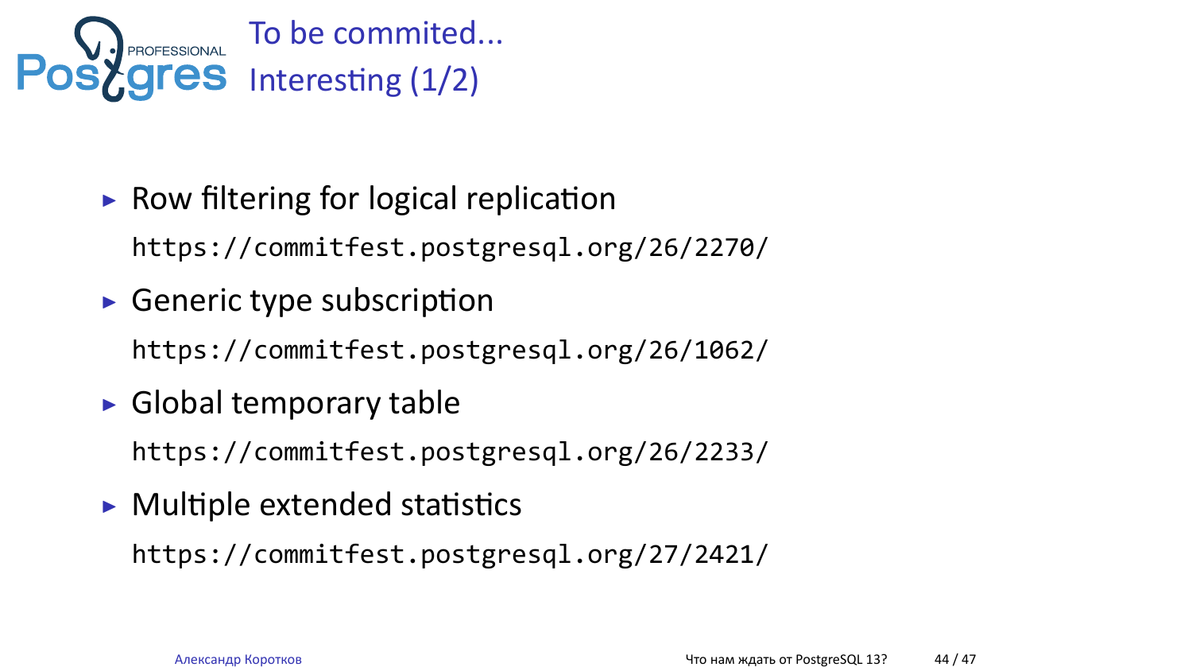# To be commited...

## Interesting (1/2)

- Row filtering for logical replication

  `https://commitfest.postgresql.org/26/2270/`

- Generic type subscription

  `https://commitfest.postgresql.org/26/1062/`

- Global temporary table

  `https://commitfest.postgresql.org/26/2233/`

- Multiple extended statistics

  `https://commitfest.postgresql.org/27/2421/`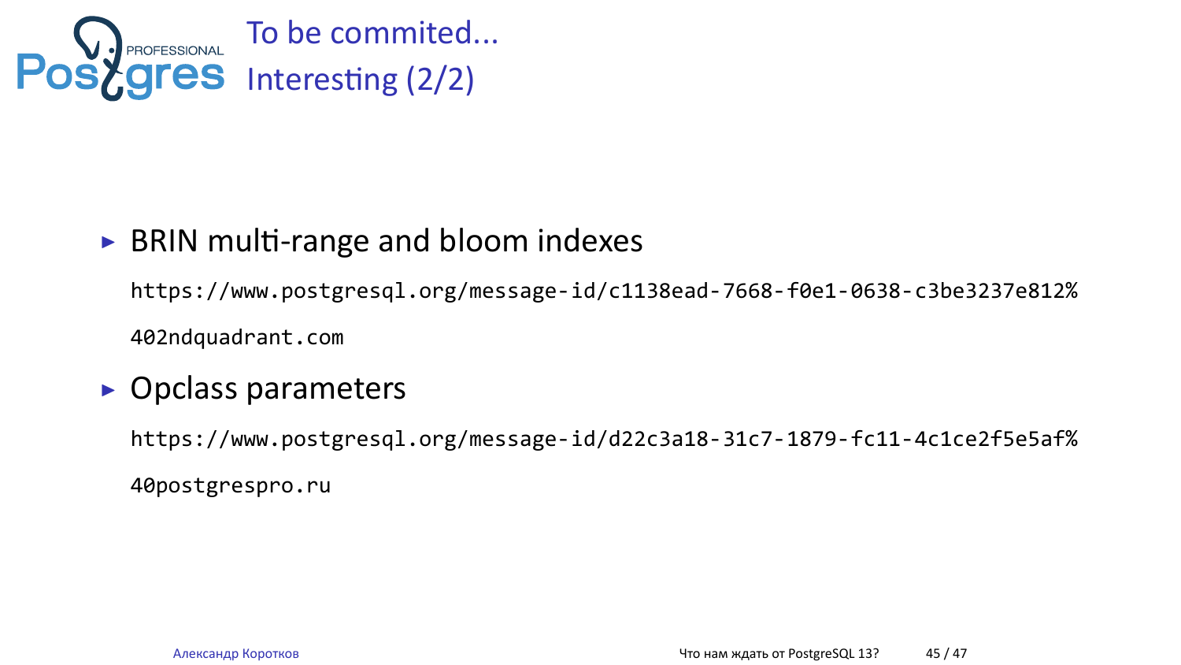# To be commited...

## Interesting (2/2)

- BRIN multi-range and bloom indexes

  https://www.postgresql.org/message-id/c1138ead-7668-f0e1-0638-c3be3237e812%402ndquadrant.com

- Opclass parameters

  https://www.postgresql.org/message-id/d22c3a18-31c7-1879-fc11-4c1ce2f5e5af%40postgrespro.ru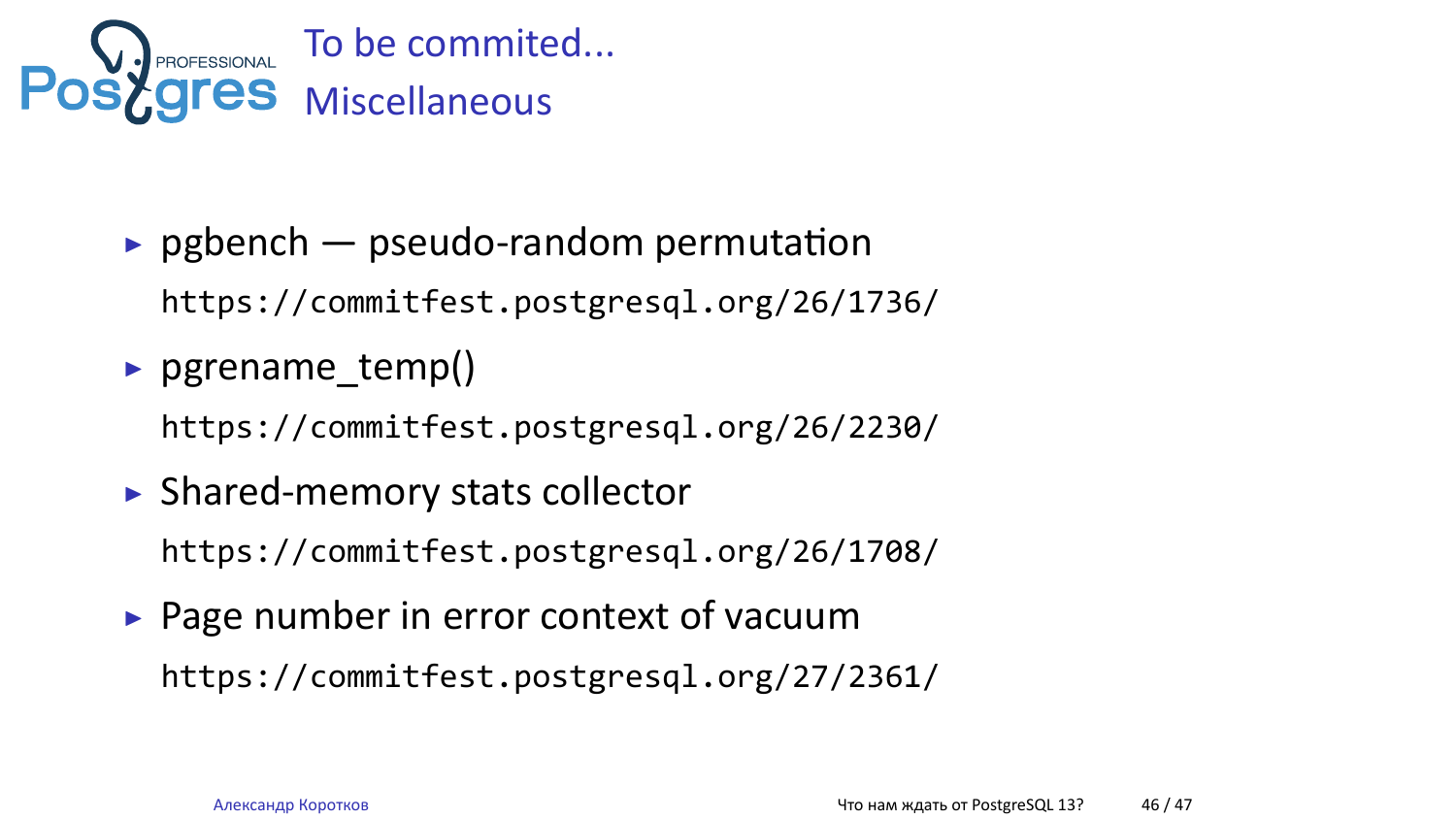# To be commited...

## Miscellaneous

- pgbench — pseudo-random permutation

  `https://commitfest.postgresql.org/26/1736/`

- pgrename_temp()

  `https://commitfest.postgresql.org/26/2230/`

- Shared-memory stats collector

  `https://commitfest.postgresql.org/26/1708/`

- Page number in error context of vacuum

  `https://commitfest.postgresql.org/27/2361/`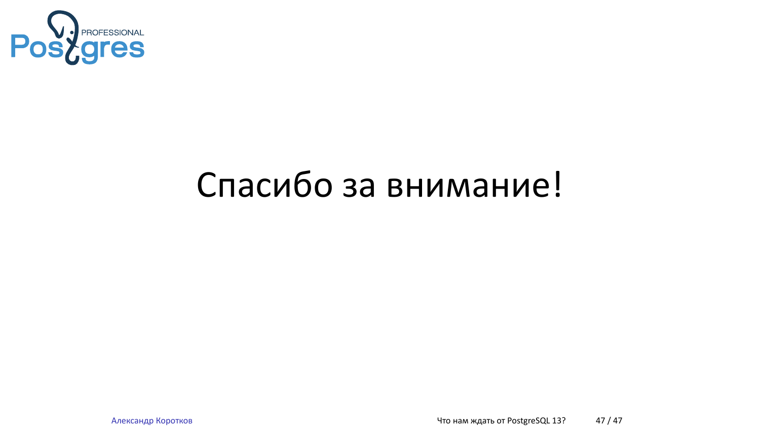# Спасибо за внимание!